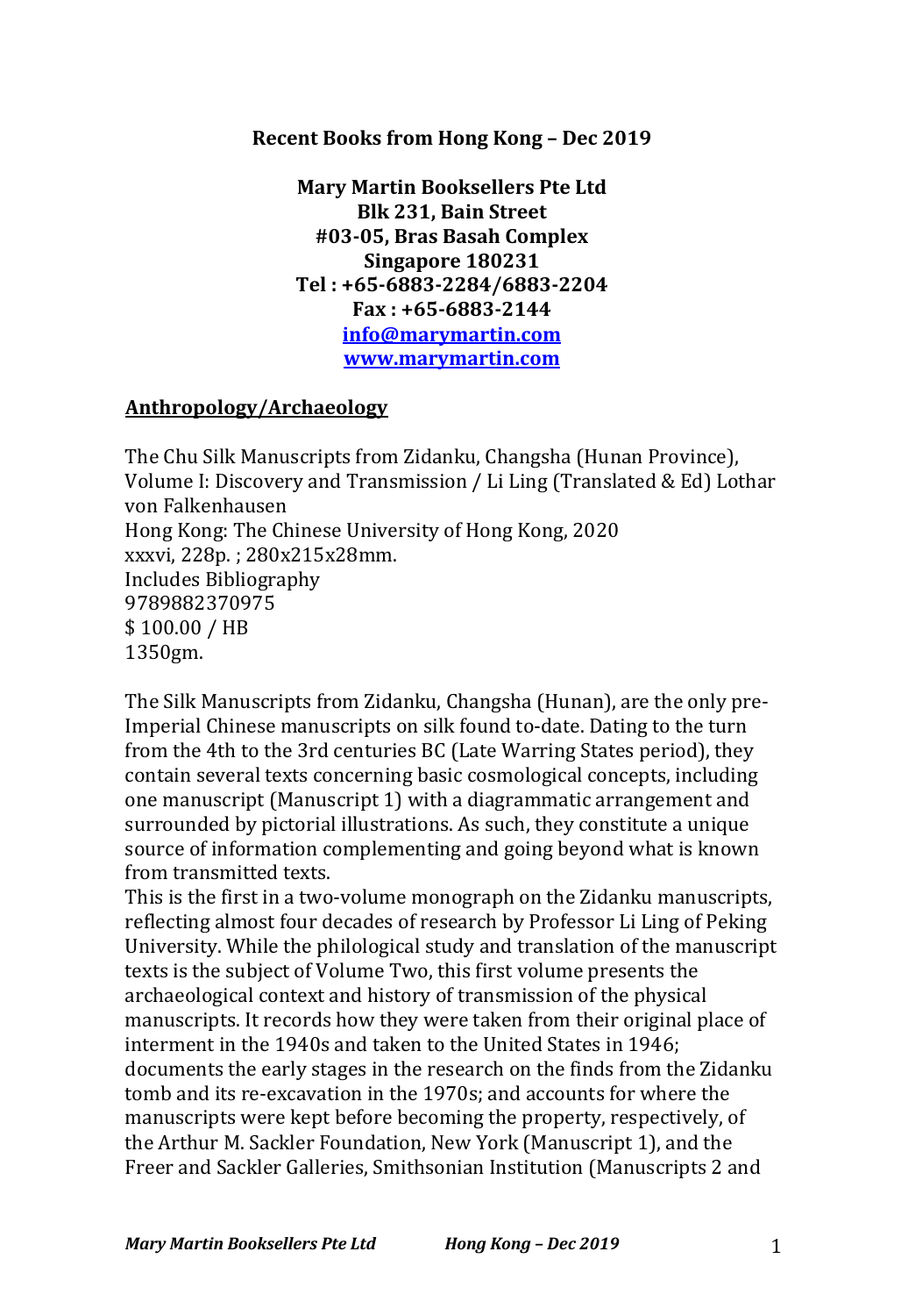**Recent Books from Hong Kong – Dec 2019**

**Mary Martin Booksellers Pte Ltd**
**Blk 231, Bain Street**
**#03-05, Bras Basah Complex**
**Singapore 180231**
**Tel : +65-6883-2284/6883-2204**
**Fax : +65-6883-2144**
**info@marymartin.com**
**www.marymartin.com**

## Anthropology/Archaeology

The Chu Silk Manuscripts from Zidanku, Changsha (Hunan Province), Volume I: Discovery and Transmission / Li Ling (Translated & Ed) Lothar von Falkenhausen
Hong Kong: The Chinese University of Hong Kong, 2020
xxxvi, 228p. ; 280x215x28mm.
Includes Bibliography
9789882370975
$ 100.00 / HB
1350gm.

The Silk Manuscripts from Zidanku, Changsha (Hunan), are the only pre-Imperial Chinese manuscripts on silk found to-date. Dating to the turn from the 4th to the 3rd centuries BC (Late Warring States period), they contain several texts concerning basic cosmological concepts, including one manuscript (Manuscript 1) with a diagrammatic arrangement and surrounded by pictorial illustrations. As such, they constitute a unique source of information complementing and going beyond what is known from transmitted texts.
This is the first in a two-volume monograph on the Zidanku manuscripts, reflecting almost four decades of research by Professor Li Ling of Peking University. While the philological study and translation of the manuscript texts is the subject of Volume Two, this first volume presents the archaeological context and history of transmission of the physical manuscripts. It records how they were taken from their original place of interment in the 1940s and taken to the United States in 1946; documents the early stages in the research on the finds from the Zidanku tomb and its re-excavation in the 1970s; and accounts for where the manuscripts were kept before becoming the property, respectively, of the Arthur M. Sackler Foundation, New York (Manuscript 1), and the Freer and Sackler Galleries, Smithsonian Institution (Manuscripts 2 and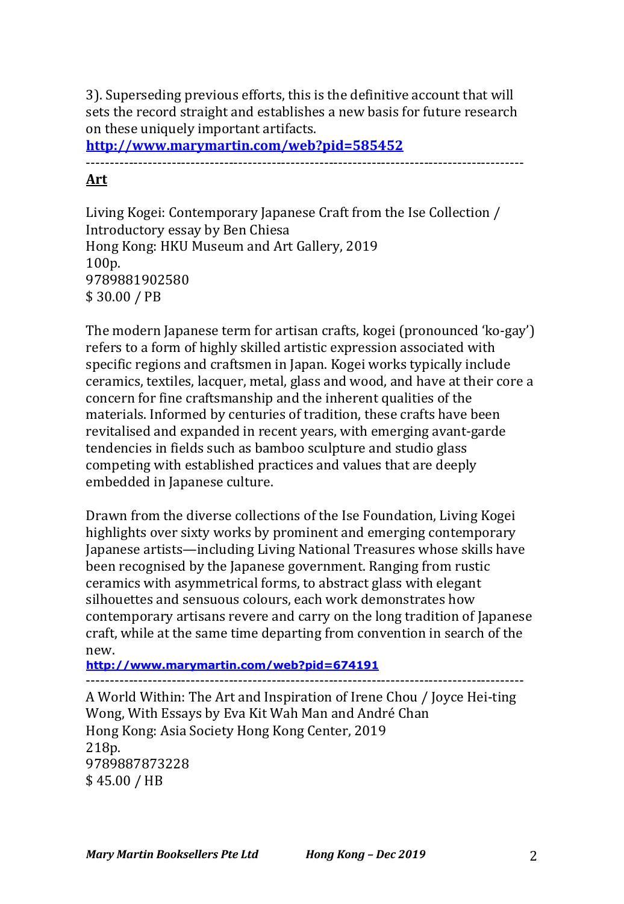3). Superseding previous efforts, this is the definitive account that will sets the record straight and establishes a new basis for future research on these uniquely important artifacts.
**http://www.marymartin.com/web?pid=585452**

------------------------------------------------------------------------------------------

## Art

Living Kogei: Contemporary Japanese Craft from the Ise Collection / Introductory essay by Ben Chiesa
Hong Kong: HKU Museum and Art Gallery, 2019
100p.
9789881902580
$ 30.00 / PB

The modern Japanese term for artisan crafts, kogei (pronounced 'ko-gay') refers to a form of highly skilled artistic expression associated with specific regions and craftsmen in Japan. Kogei works typically include ceramics, textiles, lacquer, metal, glass and wood, and have at their core a concern for fine craftsmanship and the inherent qualities of the materials. Informed by centuries of tradition, these crafts have been revitalised and expanded in recent years, with emerging avant-garde tendencies in fields such as bamboo sculpture and studio glass competing with established practices and values that are deeply embedded in Japanese culture.

Drawn from the diverse collections of the Ise Foundation, Living Kogei highlights over sixty works by prominent and emerging contemporary Japanese artists—including Living National Treasures whose skills have been recognised by the Japanese government. Ranging from rustic ceramics with asymmetrical forms, to abstract glass with elegant silhouettes and sensuous colours, each work demonstrates how contemporary artisans revere and carry on the long tradition of Japanese craft, while at the same time departing from convention in search of the new.
**http://www.marymartin.com/web?pid=674191**

------------------------------------------------------------------------------------------

A World Within: The Art and Inspiration of Irene Chou / Joyce Hei-ting Wong, With Essays by Eva Kit Wah Man and André Chan
Hong Kong: Asia Society Hong Kong Center, 2019
218p.
9789887873228
$ 45.00 / HB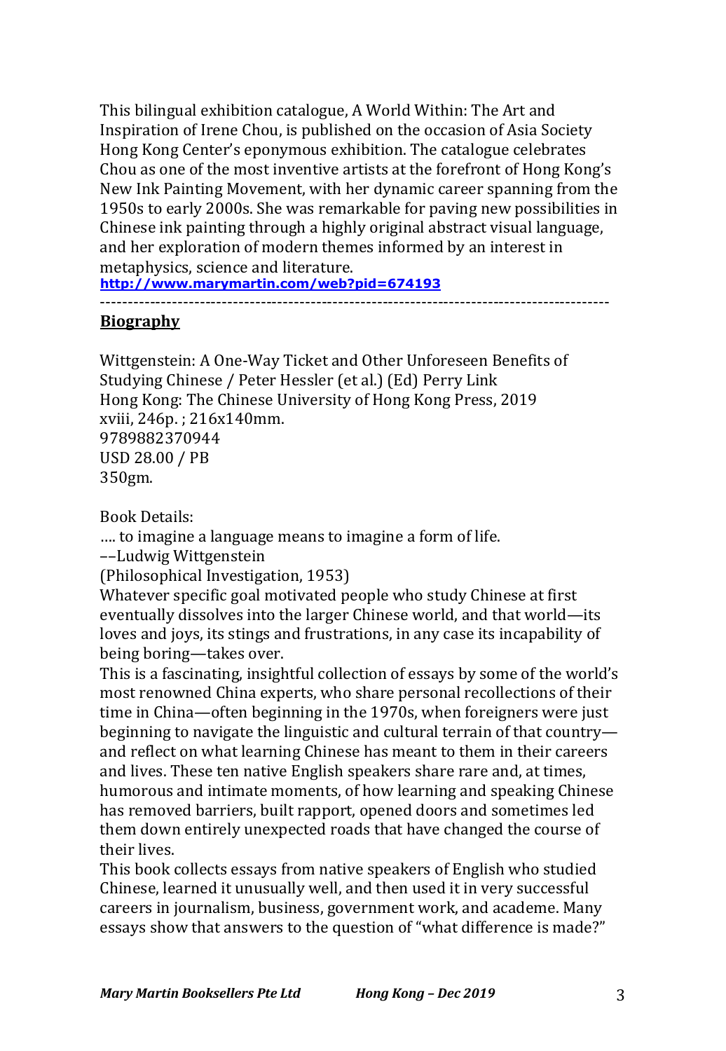This bilingual exhibition catalogue, A World Within: The Art and Inspiration of Irene Chou, is published on the occasion of Asia Society Hong Kong Center's eponymous exhibition. The catalogue celebrates Chou as one of the most inventive artists at the forefront of Hong Kong's New Ink Painting Movement, with her dynamic career spanning from the 1950s to early 2000s. She was remarkable for paving new possibilities in Chinese ink painting through a highly original abstract visual language, and her exploration of modern themes informed by an interest in metaphysics, science and literature.
**http://www.marymartin.com/web?pid=674193**

---

## Biography

Wittgenstein: A One-Way Ticket and Other Unforeseen Benefits of Studying Chinese / Peter Hessler (et al.) (Ed) Perry Link
Hong Kong: The Chinese University of Hong Kong Press, 2019
xviii, 246p. ; 216x140mm.
9789882370944
USD 28.00 / PB
350gm.

Book Details:
…. to imagine a language means to imagine a form of life.
––Ludwig Wittgenstein
(Philosophical Investigation, 1953)
Whatever specific goal motivated people who study Chinese at first eventually dissolves into the larger Chinese world, and that world—its loves and joys, its stings and frustrations, in any case its incapability of being boring—takes over.
This is a fascinating, insightful collection of essays by some of the world's most renowned China experts, who share personal recollections of their time in China—often beginning in the 1970s, when foreigners were just beginning to navigate the linguistic and cultural terrain of that country—and reflect on what learning Chinese has meant to them in their careers and lives. These ten native English speakers share rare and, at times, humorous and intimate moments, of how learning and speaking Chinese has removed barriers, built rapport, opened doors and sometimes led them down entirely unexpected roads that have changed the course of their lives.
This book collects essays from native speakers of English who studied Chinese, learned it unusually well, and then used it in very successful careers in journalism, business, government work, and academe. Many essays show that answers to the question of "what difference is made?"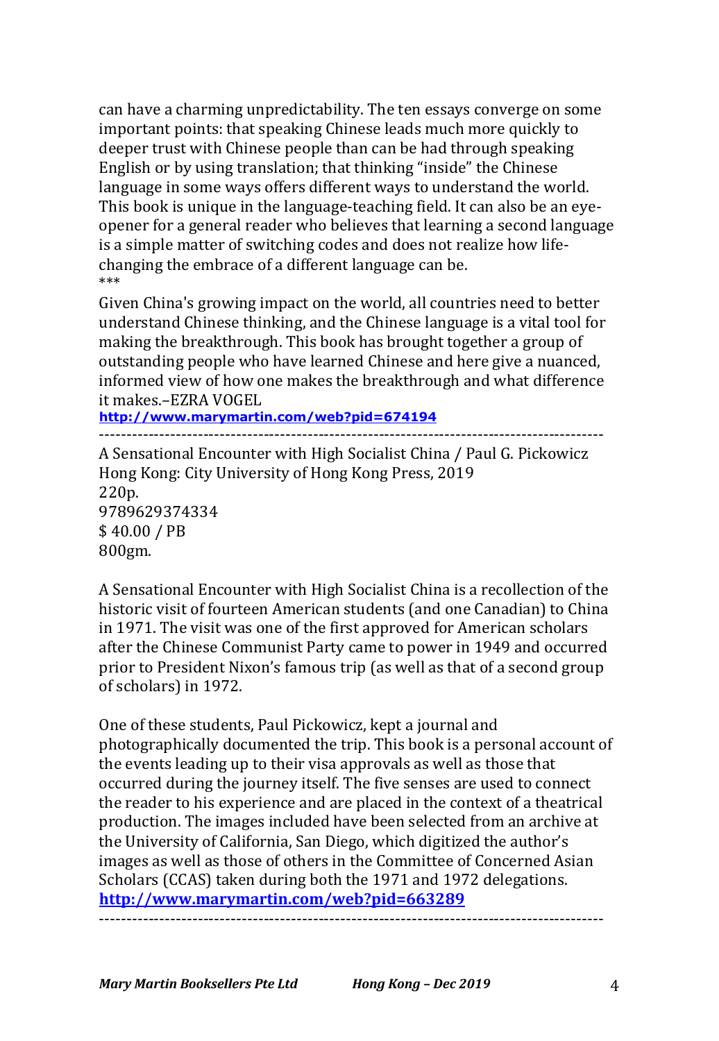can have a charming unpredictability. The ten essays converge on some important points: that speaking Chinese leads much more quickly to deeper trust with Chinese people than can be had through speaking English or by using translation; that thinking "inside" the Chinese language in some ways offers different ways to understand the world. This book is unique in the language-teaching field. It can also be an eye-opener for a general reader who believes that learning a second language is a simple matter of switching codes and does not realize how life-changing the embrace of a different language can be.

***

Given China's growing impact on the world, all countries need to better understand Chinese thinking, and the Chinese language is a vital tool for making the breakthrough. This book has brought together a group of outstanding people who have learned Chinese and here give a nuanced, informed view of how one makes the breakthrough and what difference it makes.–EZRA VOGEL

**http://www.marymartin.com/web?pid=674194**

---

A Sensational Encounter with High Socialist China / Paul G. Pickowicz
Hong Kong: City University of Hong Kong Press, 2019
220p.
9789629374334
$ 40.00 / PB
800gm.

A Sensational Encounter with High Socialist China is a recollection of the historic visit of fourteen American students (and one Canadian) to China in 1971. The visit was one of the first approved for American scholars after the Chinese Communist Party came to power in 1949 and occurred prior to President Nixon's famous trip (as well as that of a second group of scholars) in 1972.

One of these students, Paul Pickowicz, kept a journal and photographically documented the trip. This book is a personal account of the events leading up to their visa approvals as well as those that occurred during the journey itself. The five senses are used to connect the reader to his experience and are placed in the context of a theatrical production. The images included have been selected from an archive at the University of California, San Diego, which digitized the author's images as well as those of others in the Committee of Concerned Asian Scholars (CCAS) taken during both the 1971 and 1972 delegations.

**http://www.marymartin.com/web?pid=663289**

---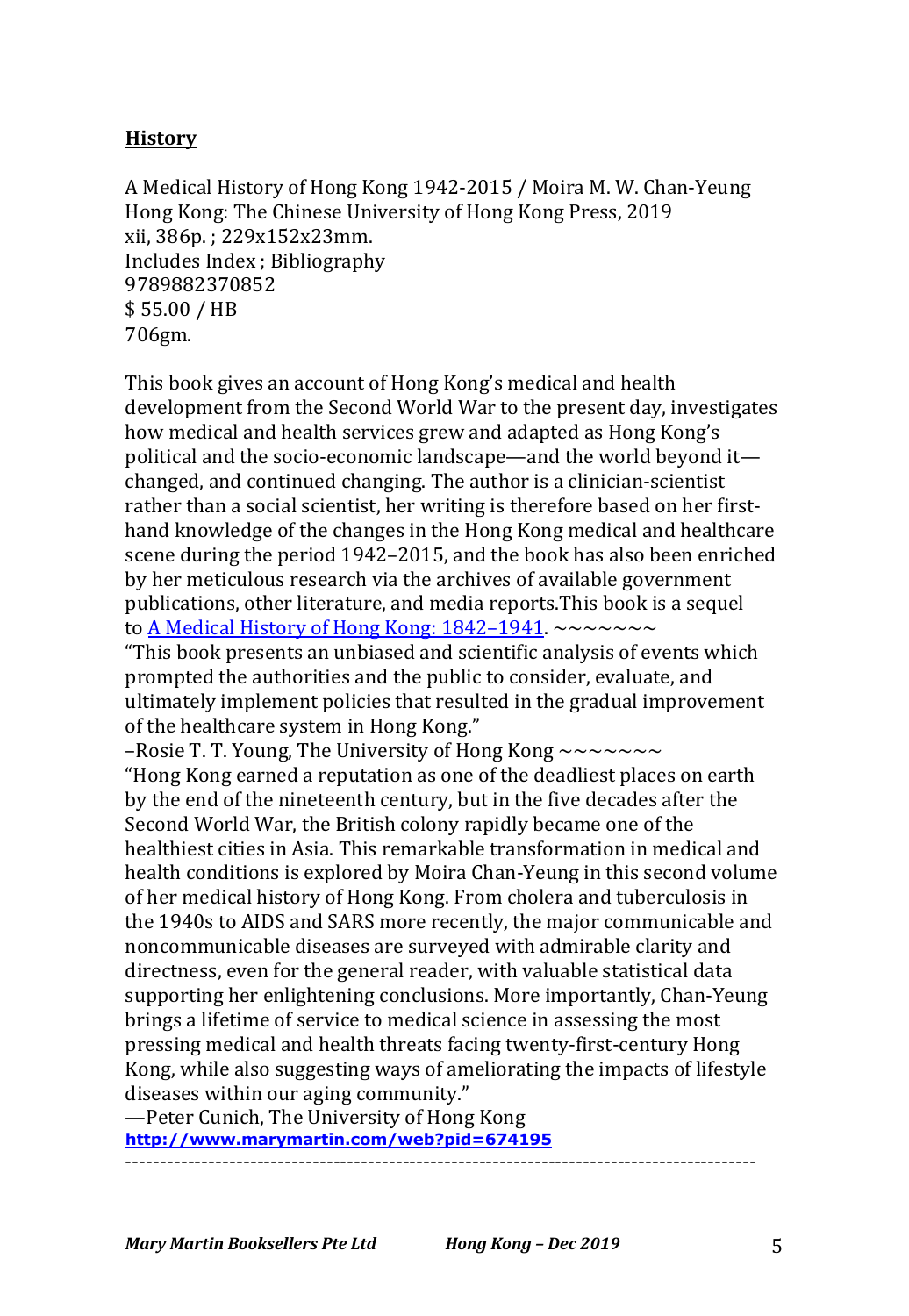**History**

A Medical History of Hong Kong 1942-2015 / Moira M. W. Chan-Yeung
Hong Kong: The Chinese University of Hong Kong Press, 2019
xii, 386p. ; 229x152x23mm.
Includes Index ; Bibliography
9789882370852
$ 55.00 / HB
706gm.

This book gives an account of Hong Kong's medical and health development from the Second World War to the present day, investigates how medical and health services grew and adapted as Hong Kong's political and the socio-economic landscape—and the world beyond it—changed, and continued changing. The author is a clinician-scientist rather than a social scientist, her writing is therefore based on her first-hand knowledge of the changes in the Hong Kong medical and healthcare scene during the period 1942–2015, and the book has also been enriched by her meticulous research via the archives of available government publications, other literature, and media reports.This book is a sequel to A Medical History of Hong Kong: 1842–1941. ~~~~~~~
"This book presents an unbiased and scientific analysis of events which prompted the authorities and the public to consider, evaluate, and ultimately implement policies that resulted in the gradual improvement of the healthcare system in Hong Kong."
–Rosie T. T. Young, The University of Hong Kong ~~~~~~~
"Hong Kong earned a reputation as one of the deadliest places on earth by the end of the nineteenth century, but in the five decades after the Second World War, the British colony rapidly became one of the healthiest cities in Asia. This remarkable transformation in medical and health conditions is explored by Moira Chan-Yeung in this second volume of her medical history of Hong Kong. From cholera and tuberculosis in the 1940s to AIDS and SARS more recently, the major communicable and noncommunicable diseases are surveyed with admirable clarity and directness, even for the general reader, with valuable statistical data supporting her enlightening conclusions. More importantly, Chan-Yeung brings a lifetime of service to medical science in assessing the most pressing medical and health threats facing twenty-first-century Hong Kong, while also suggesting ways of ameliorating the impacts of lifestyle diseases within our aging community."
—Peter Cunich, The University of Hong Kong
**http://www.marymartin.com/web?pid=674195**

------------------------------------------------------------------------------------------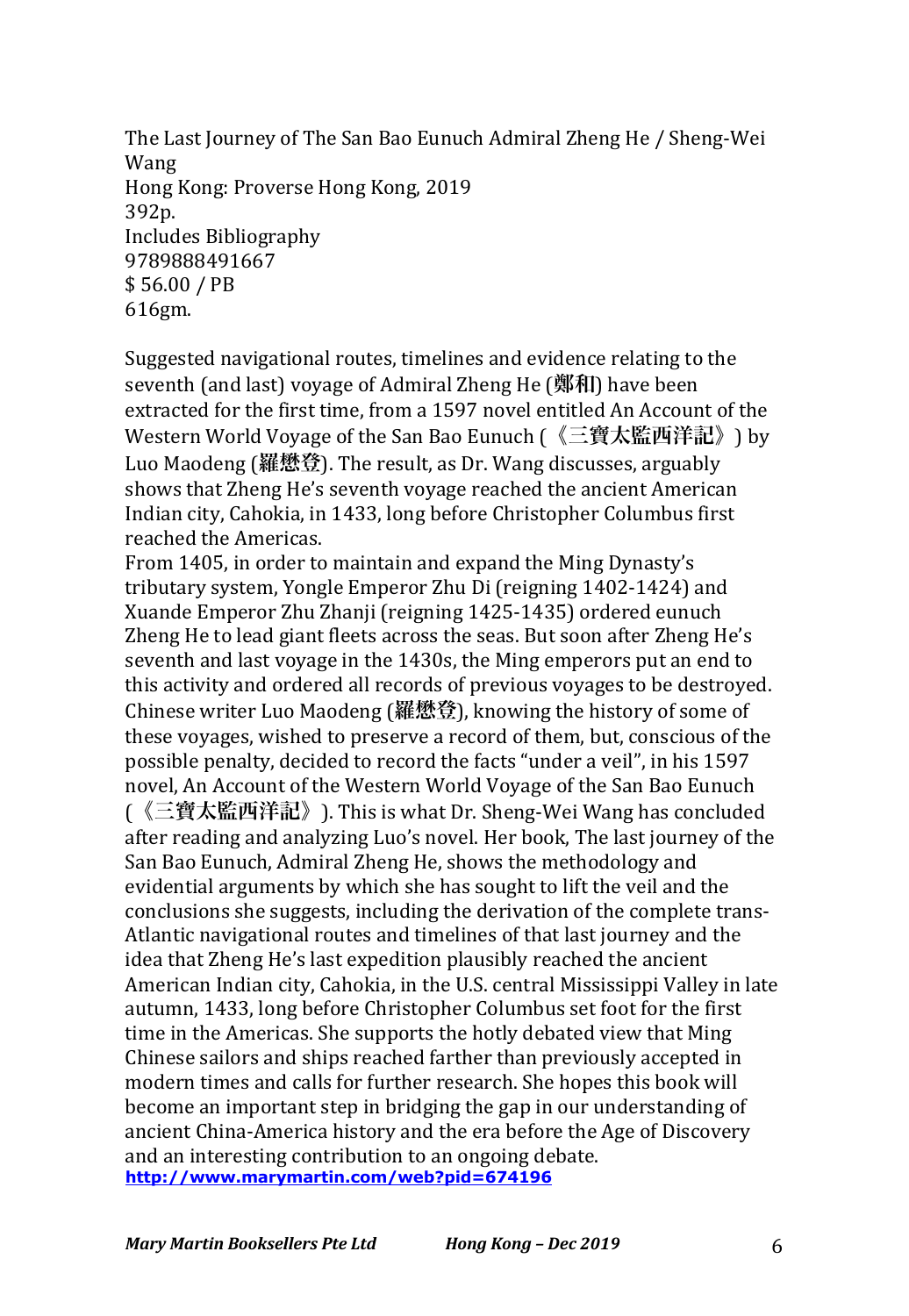The Last Journey of The San Bao Eunuch Admiral Zheng He / Sheng-Wei Wang
Hong Kong: Proverse Hong Kong, 2019
392p.
Includes Bibliography
9789888491667
$ 56.00 / PB
616gm.

Suggested navigational routes, timelines and evidence relating to the seventh (and last) voyage of Admiral Zheng He (鄭和) have been extracted for the first time, from a 1597 novel entitled An Account of the Western World Voyage of the San Bao Eunuch (《三寶太監西洋記》) by Luo Maodeng (羅懋登). The result, as Dr. Wang discusses, arguably shows that Zheng He's seventh voyage reached the ancient American Indian city, Cahokia, in 1433, long before Christopher Columbus first reached the Americas.

From 1405, in order to maintain and expand the Ming Dynasty's tributary system, Yongle Emperor Zhu Di (reigning 1402-1424) and Xuande Emperor Zhu Zhanji (reigning 1425-1435) ordered eunuch Zheng He to lead giant fleets across the seas. But soon after Zheng He's seventh and last voyage in the 1430s, the Ming emperors put an end to this activity and ordered all records of previous voyages to be destroyed. Chinese writer Luo Maodeng (羅懋登), knowing the history of some of these voyages, wished to preserve a record of them, but, conscious of the possible penalty, decided to record the facts "under a veil", in his 1597 novel, An Account of the Western World Voyage of the San Bao Eunuch (《三寶太監西洋記》). This is what Dr. Sheng-Wei Wang has concluded after reading and analyzing Luo's novel. Her book, The last journey of the San Bao Eunuch, Admiral Zheng He, shows the methodology and evidential arguments by which she has sought to lift the veil and the conclusions she suggests, including the derivation of the complete trans-Atlantic navigational routes and timelines of that last journey and the idea that Zheng He's last expedition plausibly reached the ancient American Indian city, Cahokia, in the U.S. central Mississippi Valley in late autumn, 1433, long before Christopher Columbus set foot for the first time in the Americas. She supports the hotly debated view that Ming Chinese sailors and ships reached farther than previously accepted in modern times and calls for further research. She hopes this book will become an important step in bridging the gap in our understanding of ancient China-America history and the era before the Age of Discovery and an interesting contribution to an ongoing debate.

**http://www.marymartin.com/web?pid=674196**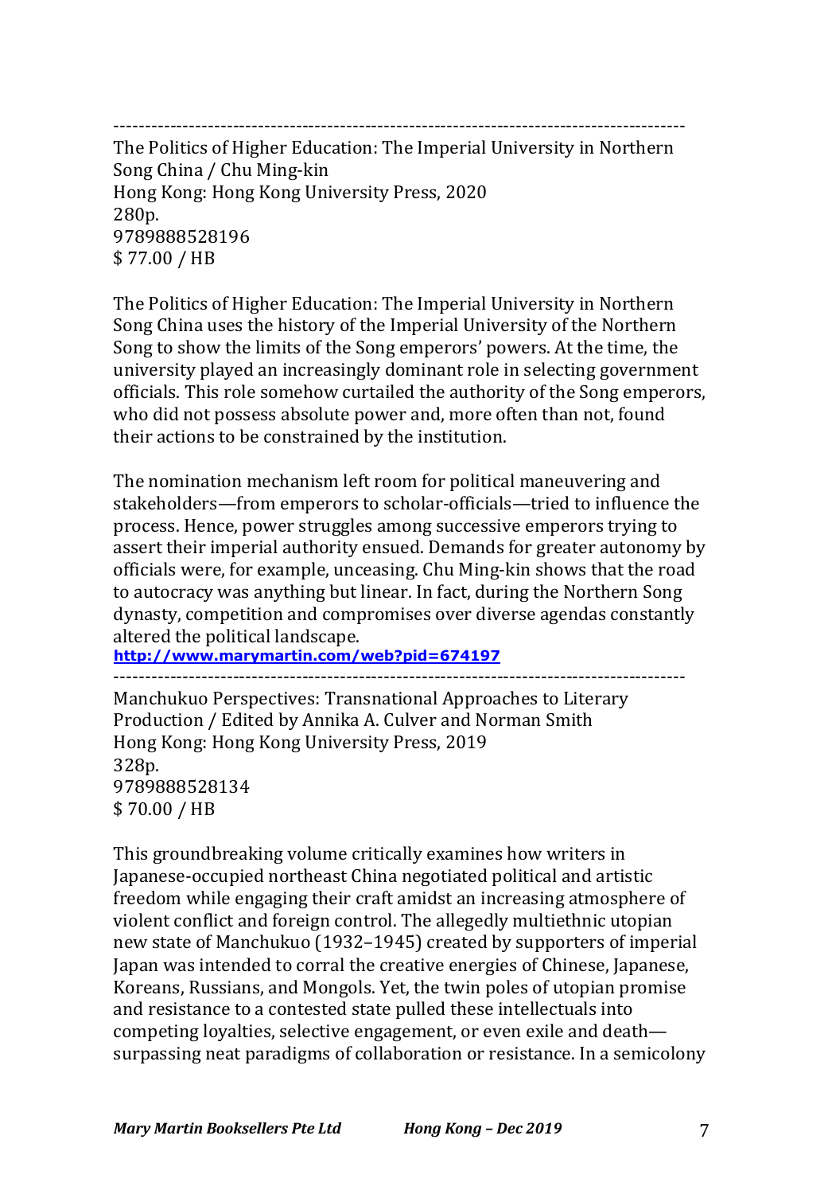---

The Politics of Higher Education: The Imperial University in Northern Song China / Chu Ming-kin
Hong Kong: Hong Kong University Press, 2020
280p.
9789888528196
$ 77.00 / HB

The Politics of Higher Education: The Imperial University in Northern Song China uses the history of the Imperial University of the Northern Song to show the limits of the Song emperors' powers. At the time, the university played an increasingly dominant role in selecting government officials. This role somehow curtailed the authority of the Song emperors, who did not possess absolute power and, more often than not, found their actions to be constrained by the institution.

The nomination mechanism left room for political maneuvering and stakeholders—from emperors to scholar-officials—tried to influence the process. Hence, power struggles among successive emperors trying to assert their imperial authority ensued. Demands for greater autonomy by officials were, for example, unceasing. Chu Ming-kin shows that the road to autocracy was anything but linear. In fact, during the Northern Song dynasty, competition and compromises over diverse agendas constantly altered the political landscape.
**http://www.marymartin.com/web?pid=674197**

---

Manchukuo Perspectives: Transnational Approaches to Literary Production / Edited by Annika A. Culver and Norman Smith
Hong Kong: Hong Kong University Press, 2019
328p.
9789888528134
$ 70.00 / HB

This groundbreaking volume critically examines how writers in Japanese-occupied northeast China negotiated political and artistic freedom while engaging their craft amidst an increasing atmosphere of violent conflict and foreign control. The allegedly multiethnic utopian new state of Manchukuo (1932–1945) created by supporters of imperial Japan was intended to corral the creative energies of Chinese, Japanese, Koreans, Russians, and Mongols. Yet, the twin poles of utopian promise and resistance to a contested state pulled these intellectuals into competing loyalties, selective engagement, or even exile and death—surpassing neat paradigms of collaboration or resistance. In a semicolony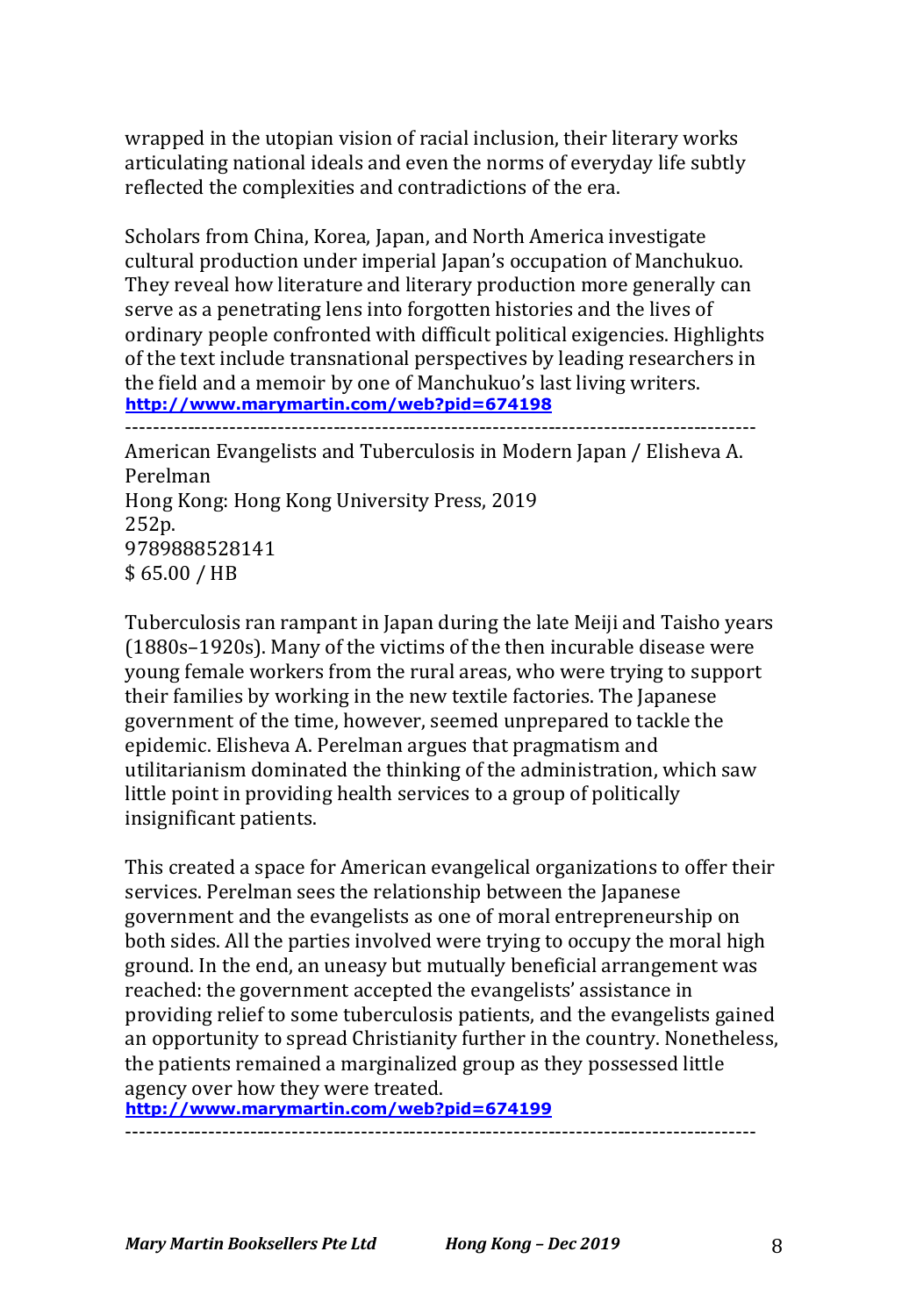wrapped in the utopian vision of racial inclusion, their literary works articulating national ideals and even the norms of everyday life subtly reflected the complexities and contradictions of the era.

Scholars from China, Korea, Japan, and North America investigate cultural production under imperial Japan's occupation of Manchukuo. They reveal how literature and literary production more generally can serve as a penetrating lens into forgotten histories and the lives of ordinary people confronted with difficult political exigencies. Highlights of the text include transnational perspectives by leading researchers in the field and a memoir by one of Manchukuo's last living writers.
http://www.marymartin.com/web?pid=674198

------------------------------------------------------------------------------------------

American Evangelists and Tuberculosis in Modern Japan / Elisheva A. Perelman
Hong Kong: Hong Kong University Press, 2019
252p.
9789888528141
$ 65.00 / HB

Tuberculosis ran rampant in Japan during the late Meiji and Taisho years (1880s–1920s). Many of the victims of the then incurable disease were young female workers from the rural areas, who were trying to support their families by working in the new textile factories. The Japanese government of the time, however, seemed unprepared to tackle the epidemic. Elisheva A. Perelman argues that pragmatism and utilitarianism dominated the thinking of the administration, which saw little point in providing health services to a group of politically insignificant patients.

This created a space for American evangelical organizations to offer their services. Perelman sees the relationship between the Japanese government and the evangelists as one of moral entrepreneurship on both sides. All the parties involved were trying to occupy the moral high ground. In the end, an uneasy but mutually beneficial arrangement was reached: the government accepted the evangelists' assistance in providing relief to some tuberculosis patients, and the evangelists gained an opportunity to spread Christianity further in the country. Nonetheless, the patients remained a marginalized group as they possessed little agency over how they were treated.
http://www.marymartin.com/web?pid=674199

------------------------------------------------------------------------------------------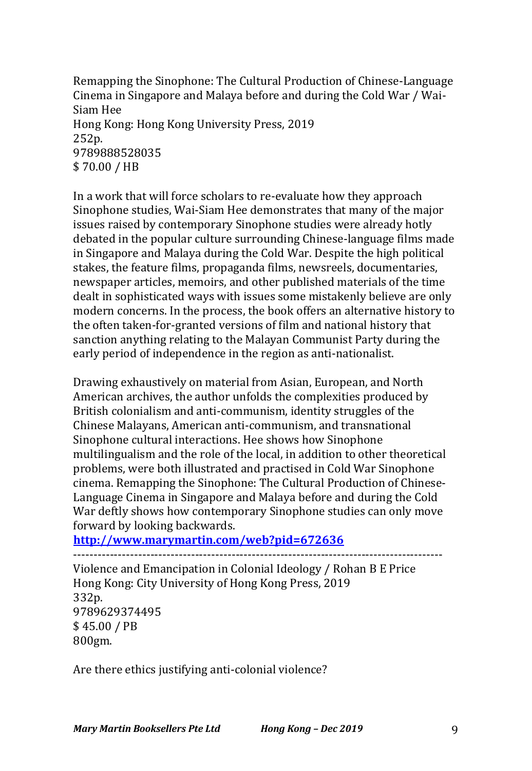Remapping the Sinophone: The Cultural Production of Chinese-Language Cinema in Singapore and Malaya before and during the Cold War / Wai-Siam Hee
Hong Kong: Hong Kong University Press, 2019
252p.
9789888528035
$ 70.00 / HB

In a work that will force scholars to re-evaluate how they approach Sinophone studies, Wai-Siam Hee demonstrates that many of the major issues raised by contemporary Sinophone studies were already hotly debated in the popular culture surrounding Chinese-language films made in Singapore and Malaya during the Cold War. Despite the high political stakes, the feature films, propaganda films, newsreels, documentaries, newspaper articles, memoirs, and other published materials of the time dealt in sophisticated ways with issues some mistakenly believe are only modern concerns. In the process, the book offers an alternative history to the often taken-for-granted versions of film and national history that sanction anything relating to the Malayan Communist Party during the early period of independence in the region as anti-nationalist.

Drawing exhaustively on material from Asian, European, and North American archives, the author unfolds the complexities produced by British colonialism and anti-communism, identity struggles of the Chinese Malayans, American anti-communism, and transnational Sinophone cultural interactions. Hee shows how Sinophone multilingualism and the role of the local, in addition to other theoretical problems, were both illustrated and practised in Cold War Sinophone cinema. Remapping the Sinophone: The Cultural Production of Chinese-Language Cinema in Singapore and Malaya before and during the Cold War deftly shows how contemporary Sinophone studies can only move forward by looking backwards.
**http://www.marymartin.com/web?pid=672636**

------------------------------------------------------------------------------------------

Violence and Emancipation in Colonial Ideology / Rohan B E Price
Hong Kong: City University of Hong Kong Press, 2019
332p.
9789629374495
$ 45.00 / PB
800gm.

Are there ethics justifying anti-colonial violence?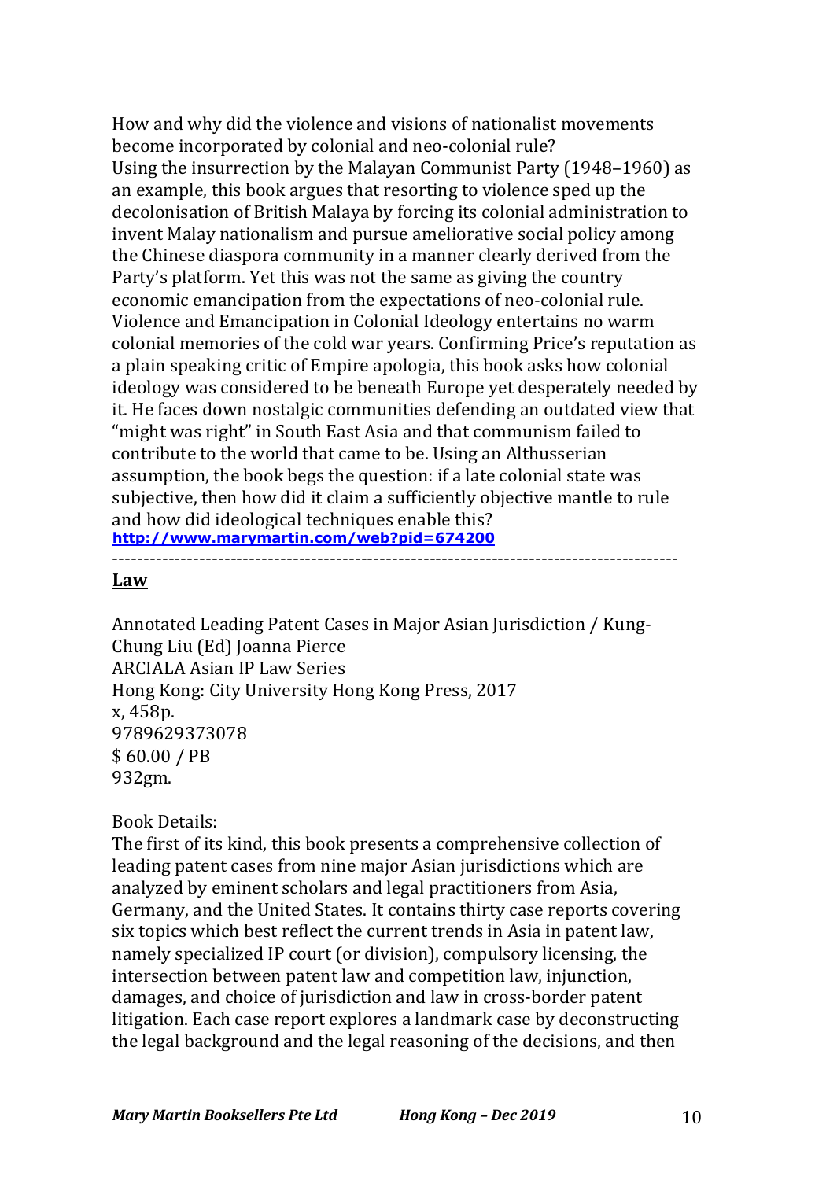How and why did the violence and visions of nationalist movements become incorporated by colonial and neo-colonial rule?
Using the insurrection by the Malayan Communist Party (1948–1960) as an example, this book argues that resorting to violence sped up the decolonisation of British Malaya by forcing its colonial administration to invent Malay nationalism and pursue ameliorative social policy among the Chinese diaspora community in a manner clearly derived from the Party's platform. Yet this was not the same as giving the country economic emancipation from the expectations of neo-colonial rule. Violence and Emancipation in Colonial Ideology entertains no warm colonial memories of the cold war years. Confirming Price's reputation as a plain speaking critic of Empire apologia, this book asks how colonial ideology was considered to be beneath Europe yet desperately needed by it. He faces down nostalgic communities defending an outdated view that "might was right" in South East Asia and that communism failed to contribute to the world that came to be. Using an Althusserian assumption, the book begs the question: if a late colonial state was subjective, then how did it claim a sufficiently objective mantle to rule and how did ideological techniques enable this?
**http://www.marymartin.com/web?pid=674200**

------------------------------------------------------------------------------------------

## Law

Annotated Leading Patent Cases in Major Asian Jurisdiction / Kung-Chung Liu (Ed) Joanna Pierce
ARCIALA Asian IP Law Series
Hong Kong: City University Hong Kong Press, 2017
x, 458p.
9789629373078
$ 60.00 / PB
932gm.

Book Details:
The first of its kind, this book presents a comprehensive collection of leading patent cases from nine major Asian jurisdictions which are analyzed by eminent scholars and legal practitioners from Asia, Germany, and the United States. It contains thirty case reports covering six topics which best reflect the current trends in Asia in patent law, namely specialized IP court (or division), compulsory licensing, the intersection between patent law and competition law, injunction, damages, and choice of jurisdiction and law in cross-border patent litigation. Each case report explores a landmark case by deconstructing the legal background and the legal reasoning of the decisions, and then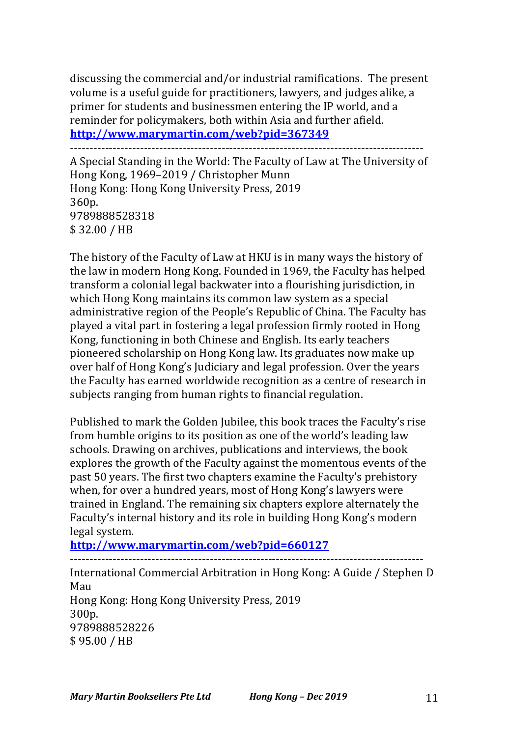discussing the commercial and/or industrial ramifications.  The present volume is a useful guide for practitioners, lawyers, and judges alike, a primer for students and businessmen entering the IP world, and a reminder for policymakers, both within Asia and further afield.
**http://www.marymartin.com/web?pid=367349**

------------------------------------------------------------------------------------------

A Special Standing in the World: The Faculty of Law at The University of Hong Kong, 1969–2019 / Christopher Munn
Hong Kong: Hong Kong University Press, 2019
360p.
9789888528318
$ 32.00 / HB

The history of the Faculty of Law at HKU is in many ways the history of the law in modern Hong Kong. Founded in 1969, the Faculty has helped transform a colonial legal backwater into a flourishing jurisdiction, in which Hong Kong maintains its common law system as a special administrative region of the People's Republic of China. The Faculty has played a vital part in fostering a legal profession firmly rooted in Hong Kong, functioning in both Chinese and English. Its early teachers pioneered scholarship on Hong Kong law. Its graduates now make up over half of Hong Kong's Judiciary and legal profession. Over the years the Faculty has earned worldwide recognition as a centre of research in subjects ranging from human rights to financial regulation.

Published to mark the Golden Jubilee, this book traces the Faculty's rise from humble origins to its position as one of the world's leading law schools. Drawing on archives, publications and interviews, the book explores the growth of the Faculty against the momentous events of the past 50 years. The first two chapters examine the Faculty's prehistory when, for over a hundred years, most of Hong Kong's lawyers were trained in England. The remaining six chapters explore alternately the Faculty's internal history and its role in building Hong Kong's modern legal system.
**http://www.marymartin.com/web?pid=660127**

------------------------------------------------------------------------------------------

International Commercial Arbitration in Hong Kong: A Guide / Stephen D Mau
Hong Kong: Hong Kong University Press, 2019
300p.
9789888528226
$ 95.00 / HB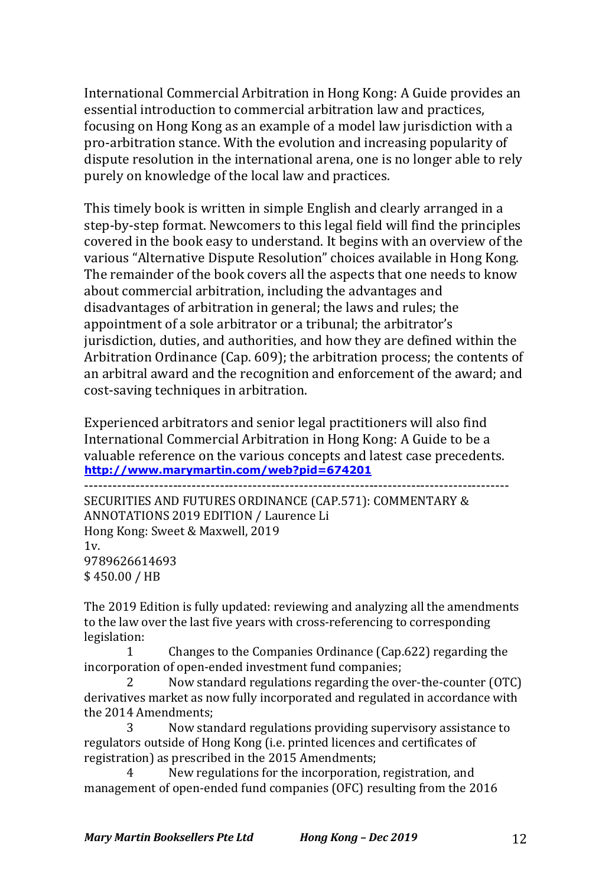International Commercial Arbitration in Hong Kong: A Guide provides an essential introduction to commercial arbitration law and practices, focusing on Hong Kong as an example of a model law jurisdiction with a pro-arbitration stance. With the evolution and increasing popularity of dispute resolution in the international arena, one is no longer able to rely purely on knowledge of the local law and practices.

This timely book is written in simple English and clearly arranged in a step-by-step format. Newcomers to this legal field will find the principles covered in the book easy to understand. It begins with an overview of the various "Alternative Dispute Resolution" choices available in Hong Kong. The remainder of the book covers all the aspects that one needs to know about commercial arbitration, including the advantages and disadvantages of arbitration in general; the laws and rules; the appointment of a sole arbitrator or a tribunal; the arbitrator's jurisdiction, duties, and authorities, and how they are defined within the Arbitration Ordinance (Cap. 609); the arbitration process; the contents of an arbitral award and the recognition and enforcement of the award; and cost-saving techniques in arbitration.

Experienced arbitrators and senior legal practitioners will also find International Commercial Arbitration in Hong Kong: A Guide to be a valuable reference on the various concepts and latest case precedents.
**http://www.marymartin.com/web?pid=674201**

---

SECURITIES AND FUTURES ORDINANCE (CAP.571): COMMENTARY & ANNOTATIONS 2019 EDITION / Laurence Li
Hong Kong: Sweet & Maxwell, 2019
1v.
9789626614693
$ 450.00 / HB

The 2019 Edition is fully updated: reviewing and analyzing all the amendments to the law over the last five years with cross-referencing to corresponding legislation:

1. Changes to the Companies Ordinance (Cap.622) regarding the incorporation of open-ended investment fund companies;
2. Now standard regulations regarding the over-the-counter (OTC) derivatives market as now fully incorporated and regulated in accordance with the 2014 Amendments;
3. Now standard regulations providing supervisory assistance to regulators outside of Hong Kong (i.e. printed licences and certificates of registration) as prescribed in the 2015 Amendments;
4. New regulations for the incorporation, registration, and management of open-ended fund companies (OFC) resulting from the 2016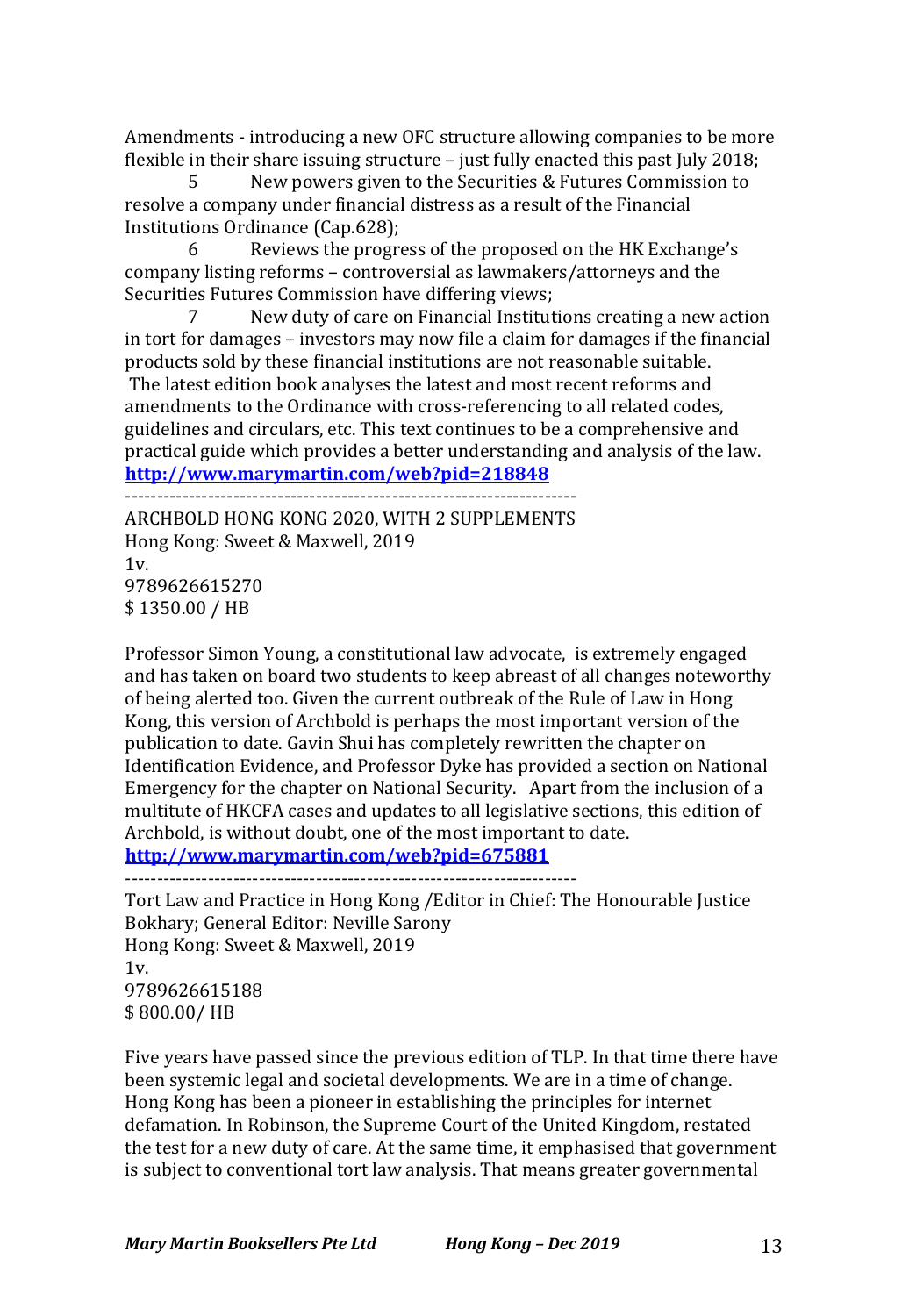Amendments - introducing a new OFC structure allowing companies to be more flexible in their share issuing structure – just fully enacted this past July 2018;

5 New powers given to the Securities & Futures Commission to resolve a company under financial distress as a result of the Financial Institutions Ordinance (Cap.628);

6 Reviews the progress of the proposed on the HK Exchange's company listing reforms – controversial as lawmakers/attorneys and the Securities Futures Commission have differing views;

7 New duty of care on Financial Institutions creating a new action in tort for damages – investors may now file a claim for damages if the financial products sold by these financial institutions are not reasonable suitable.

The latest edition book analyses the latest and most recent reforms and amendments to the Ordinance with cross-referencing to all related codes, guidelines and circulars, etc. This text continues to be a comprehensive and practical guide which provides a better understanding and analysis of the law.
**http://www.marymartin.com/web?pid=218848**

---

ARCHBOLD HONG KONG 2020, WITH 2 SUPPLEMENTS
Hong Kong: Sweet & Maxwell, 2019
1v.
9789626615270
$ 1350.00 / HB

Professor Simon Young, a constitutional law advocate, is extremely engaged and has taken on board two students to keep abreast of all changes noteworthy of being alerted too. Given the current outbreak of the Rule of Law in Hong Kong, this version of Archbold is perhaps the most important version of the publication to date. Gavin Shui has completely rewritten the chapter on Identification Evidence, and Professor Dyke has provided a section on National Emergency for the chapter on National Security. Apart from the inclusion of a multitute of HKCFA cases and updates to all legislative sections, this edition of Archbold, is without doubt, one of the most important to date.
**http://www.marymartin.com/web?pid=675881**

---

Tort Law and Practice in Hong Kong /Editor in Chief: The Honourable Justice Bokhary; General Editor: Neville Sarony
Hong Kong: Sweet & Maxwell, 2019
1v.
9789626615188
$ 800.00/ HB

Five years have passed since the previous edition of TLP. In that time there have been systemic legal and societal developments. We are in a time of change. Hong Kong has been a pioneer in establishing the principles for internet defamation. In Robinson, the Supreme Court of the United Kingdom, restated the test for a new duty of care. At the same time, it emphasised that government is subject to conventional tort law analysis. That means greater governmental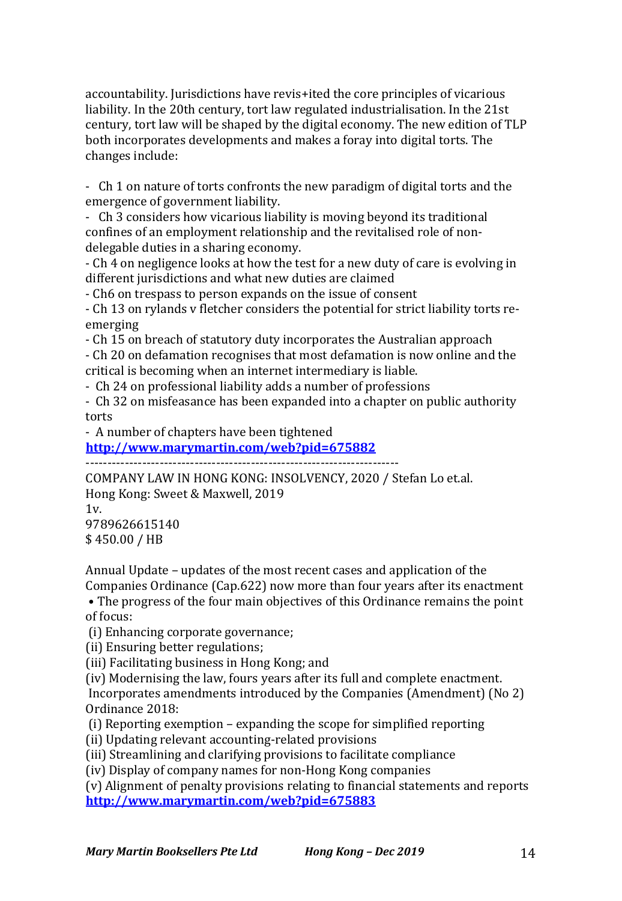accountability. Jurisdictions have revis+ited the core principles of vicarious liability. In the 20th century, tort law regulated industrialisation. In the 21st century, tort law will be shaped by the digital economy. The new edition of TLP both incorporates developments and makes a foray into digital torts. The changes include:

- Ch 1 on nature of torts confronts the new paradigm of digital torts and the emergence of government liability.
- Ch 3 considers how vicarious liability is moving beyond its traditional confines of an employment relationship and the revitalised role of non-delegable duties in a sharing economy.
- Ch 4 on negligence looks at how the test for a new duty of care is evolving in different jurisdictions and what new duties are claimed
- Ch6 on trespass to person expands on the issue of consent
- Ch 13 on rylands v fletcher considers the potential for strict liability torts re-emerging
- Ch 15 on breach of statutory duty incorporates the Australian approach
- Ch 20 on defamation recognises that most defamation is now online and the critical is becoming when an internet intermediary is liable.
- Ch 24 on professional liability adds a number of professions
- Ch 32 on misfeasance has been expanded into a chapter on public authority torts
- A number of chapters have been tightened

**http://www.marymartin.com/web?pid=675882**

-----------------------------------------------------------------------

COMPANY LAW IN HONG KONG: INSOLVENCY, 2020 / Stefan Lo et.al.
Hong Kong: Sweet & Maxwell, 2019
1v.
9789626615140
$ 450.00 / HB

Annual Update – updates of the most recent cases and application of the Companies Ordinance (Cap.622) now more than four years after its enactment
• The progress of the four main objectives of this Ordinance remains the point of focus:
(i) Enhancing corporate governance;
(ii) Ensuring better regulations;
(iii) Facilitating business in Hong Kong; and
(iv) Modernising the law, fours years after its full and complete enactment.
Incorporates amendments introduced by the Companies (Amendment) (No 2) Ordinance 2018:
(i) Reporting exemption – expanding the scope for simplified reporting
(ii) Updating relevant accounting-related provisions
(iii) Streamlining and clarifying provisions to facilitate compliance
(iv) Display of company names for non-Hong Kong companies
(v) Alignment of penalty provisions relating to financial statements and reports

**http://www.marymartin.com/web?pid=675883**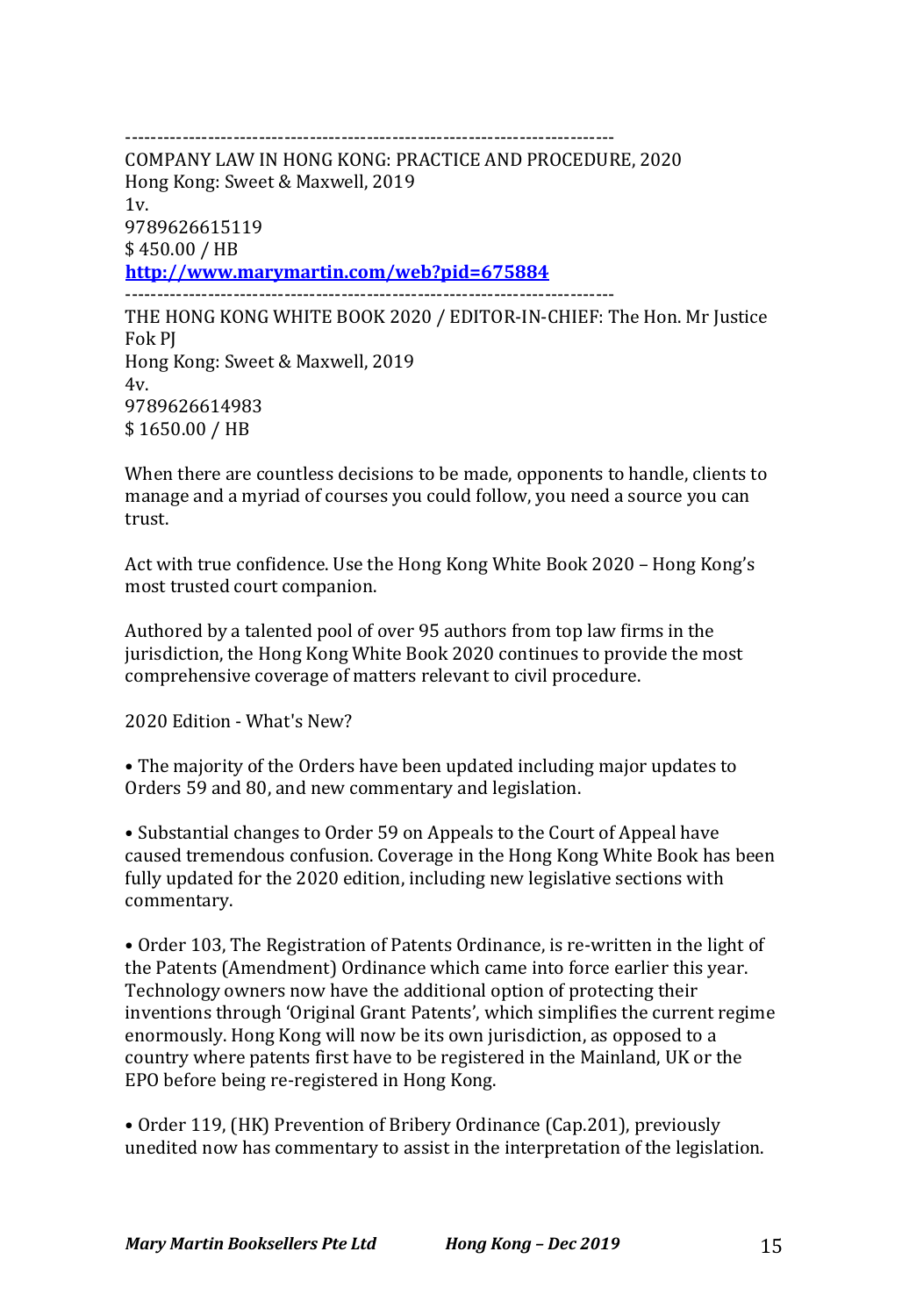-----------------------------------------------------------------------------

COMPANY LAW IN HONG KONG: PRACTICE AND PROCEDURE, 2020
Hong Kong: Sweet & Maxwell, 2019
1v.
9789626615119
$ 450.00 / HB
**[http://www.marymartin.com/web?pid=675884](http://www.marymartin.com/web?pid=675884)**

-----------------------------------------------------------------------------

THE HONG KONG WHITE BOOK 2020 / EDITOR-IN-CHIEF: The Hon. Mr Justice Fok PJ
Hong Kong: Sweet & Maxwell, 2019
4v.
9789626614983
$ 1650.00 / HB

When there are countless decisions to be made, opponents to handle, clients to manage and a myriad of courses you could follow, you need a source you can trust.

Act with true confidence. Use the Hong Kong White Book 2020 – Hong Kong's most trusted court companion.

Authored by a talented pool of over 95 authors from top law firms in the jurisdiction, the Hong Kong White Book 2020 continues to provide the most comprehensive coverage of matters relevant to civil procedure.

2020 Edition - What's New?

• The majority of the Orders have been updated including major updates to Orders 59 and 80, and new commentary and legislation.

• Substantial changes to Order 59 on Appeals to the Court of Appeal have caused tremendous confusion. Coverage in the Hong Kong White Book has been fully updated for the 2020 edition, including new legislative sections with commentary.

• Order 103, The Registration of Patents Ordinance, is re-written in the light of the Patents (Amendment) Ordinance which came into force earlier this year. Technology owners now have the additional option of protecting their inventions through 'Original Grant Patents', which simplifies the current regime enormously. Hong Kong will now be its own jurisdiction, as opposed to a country where patents first have to be registered in the Mainland, UK or the EPO before being re-registered in Hong Kong.

• Order 119, (HK) Prevention of Bribery Ordinance (Cap.201), previously unedited now has commentary to assist in the interpretation of the legislation.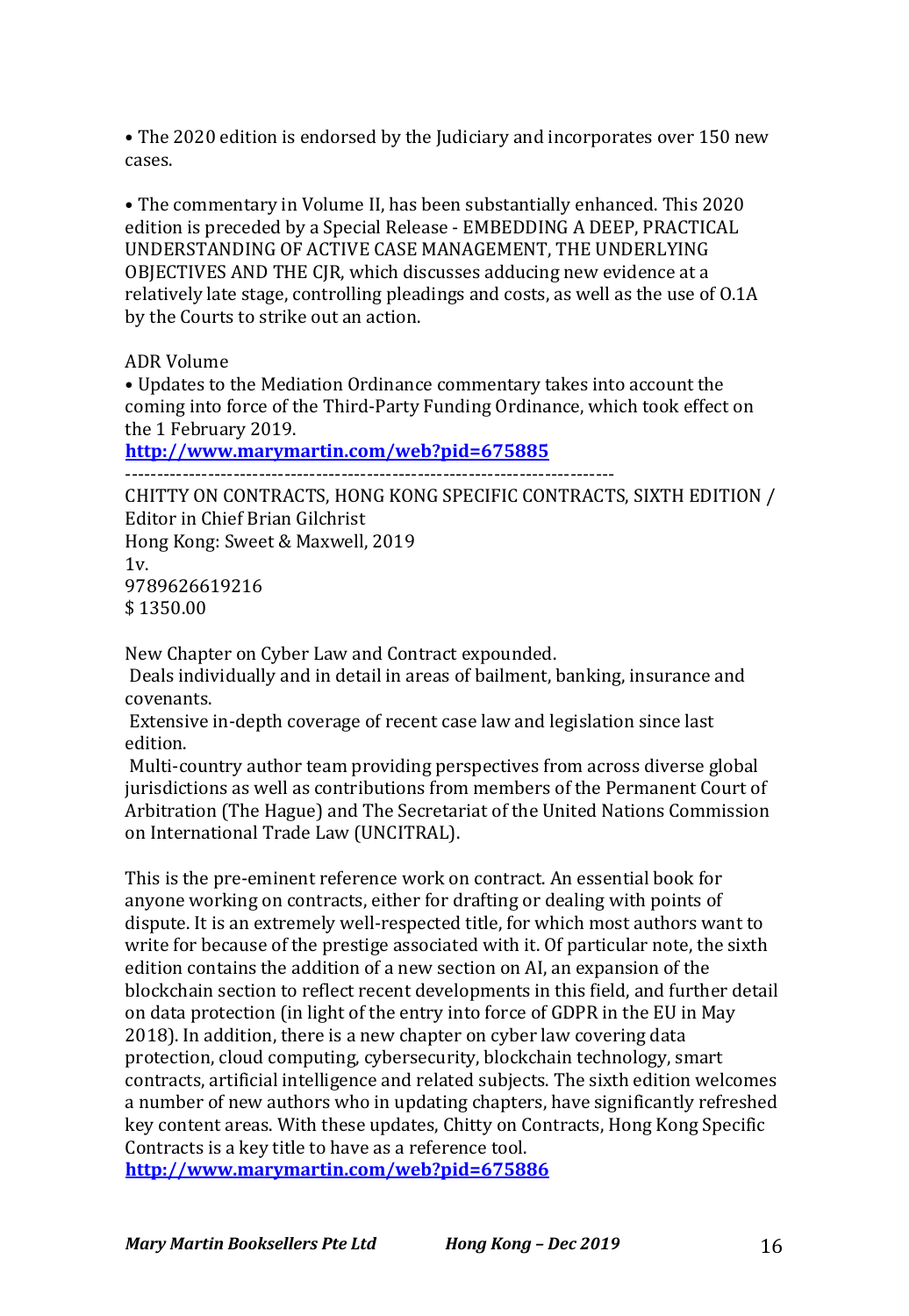• The 2020 edition is endorsed by the Judiciary and incorporates over 150 new cases.

• The commentary in Volume II, has been substantially enhanced. This 2020 edition is preceded by a Special Release - EMBEDDING A DEEP, PRACTICAL UNDERSTANDING OF ACTIVE CASE MANAGEMENT, THE UNDERLYING OBJECTIVES AND THE CJR, which discusses adducing new evidence at a relatively late stage, controlling pleadings and costs, as well as the use of O.1A by the Courts to strike out an action.

ADR Volume

• Updates to the Mediation Ordinance commentary takes into account the coming into force of the Third-Party Funding Ordinance, which took effect on the 1 February 2019.

**http://www.marymartin.com/web?pid=675885**

-------------------------------------------------------------------------------

CHITTY ON CONTRACTS, HONG KONG SPECIFIC CONTRACTS, SIXTH EDITION / Editor in Chief Brian Gilchrist
Hong Kong: Sweet & Maxwell, 2019
1v.
9789626619216
$ 1350.00

New Chapter on Cyber Law and Contract expounded.
Deals individually and in detail in areas of bailment, banking, insurance and covenants.
Extensive in-depth coverage of recent case law and legislation since last edition.
Multi-country author team providing perspectives from across diverse global jurisdictions as well as contributions from members of the Permanent Court of Arbitration (The Hague) and The Secretariat of the United Nations Commission on International Trade Law (UNCITRAL).

This is the pre-eminent reference work on contract. An essential book for anyone working on contracts, either for drafting or dealing with points of dispute. It is an extremely well-respected title, for which most authors want to write for because of the prestige associated with it. Of particular note, the sixth edition contains the addition of a new section on AI, an expansion of the blockchain section to reflect recent developments in this field, and further detail on data protection (in light of the entry into force of GDPR in the EU in May 2018). In addition, there is a new chapter on cyber law covering data protection, cloud computing, cybersecurity, blockchain technology, smart contracts, artificial intelligence and related subjects. The sixth edition welcomes a number of new authors who in updating chapters, have significantly refreshed key content areas. With these updates, Chitty on Contracts, Hong Kong Specific Contracts is a key title to have as a reference tool.

**http://www.marymartin.com/web?pid=675886**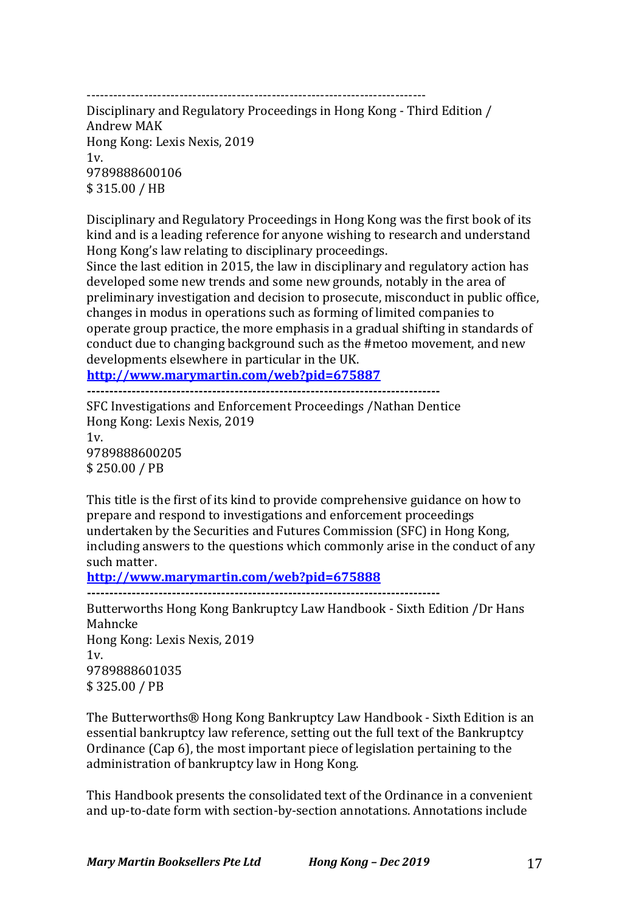-----------------------------------------------------------------------------

Disciplinary and Regulatory Proceedings in Hong Kong - Third Edition / Andrew MAK
Hong Kong: Lexis Nexis, 2019
1v.
9789888600106
$ 315.00 / HB

Disciplinary and Regulatory Proceedings in Hong Kong was the first book of its kind and is a leading reference for anyone wishing to research and understand Hong Kong's law relating to disciplinary proceedings.
Since the last edition in 2015, the law in disciplinary and regulatory action has developed some new trends and some new grounds, notably in the area of preliminary investigation and decision to prosecute, misconduct in public office, changes in modus in operations such as forming of limited companies to operate group practice, the more emphasis in a gradual shifting in standards of conduct due to changing background such as the #metoo movement, and new developments elsewhere in particular in the UK.
**http://www.marymartin.com/web?pid=675887**

-----------------------------------------------------------------------------

SFC Investigations and Enforcement Proceedings /Nathan Dentice
Hong Kong: Lexis Nexis, 2019
1v.
9789888600205
$ 250.00 / PB

This title is the first of its kind to provide comprehensive guidance on how to prepare and respond to investigations and enforcement proceedings undertaken by the Securities and Futures Commission (SFC) in Hong Kong, including answers to the questions which commonly arise in the conduct of any such matter.
**http://www.marymartin.com/web?pid=675888**

-----------------------------------------------------------------------------

Butterworths Hong Kong Bankruptcy Law Handbook - Sixth Edition /Dr Hans Mahncke
Hong Kong: Lexis Nexis, 2019
1v.
9789888601035
$ 325.00 / PB

The Butterworths® Hong Kong Bankruptcy Law Handbook - Sixth Edition is an essential bankruptcy law reference, setting out the full text of the Bankruptcy Ordinance (Cap 6), the most important piece of legislation pertaining to the administration of bankruptcy law in Hong Kong.

This Handbook presents the consolidated text of the Ordinance in a convenient and up-to-date form with section-by-section annotations. Annotations include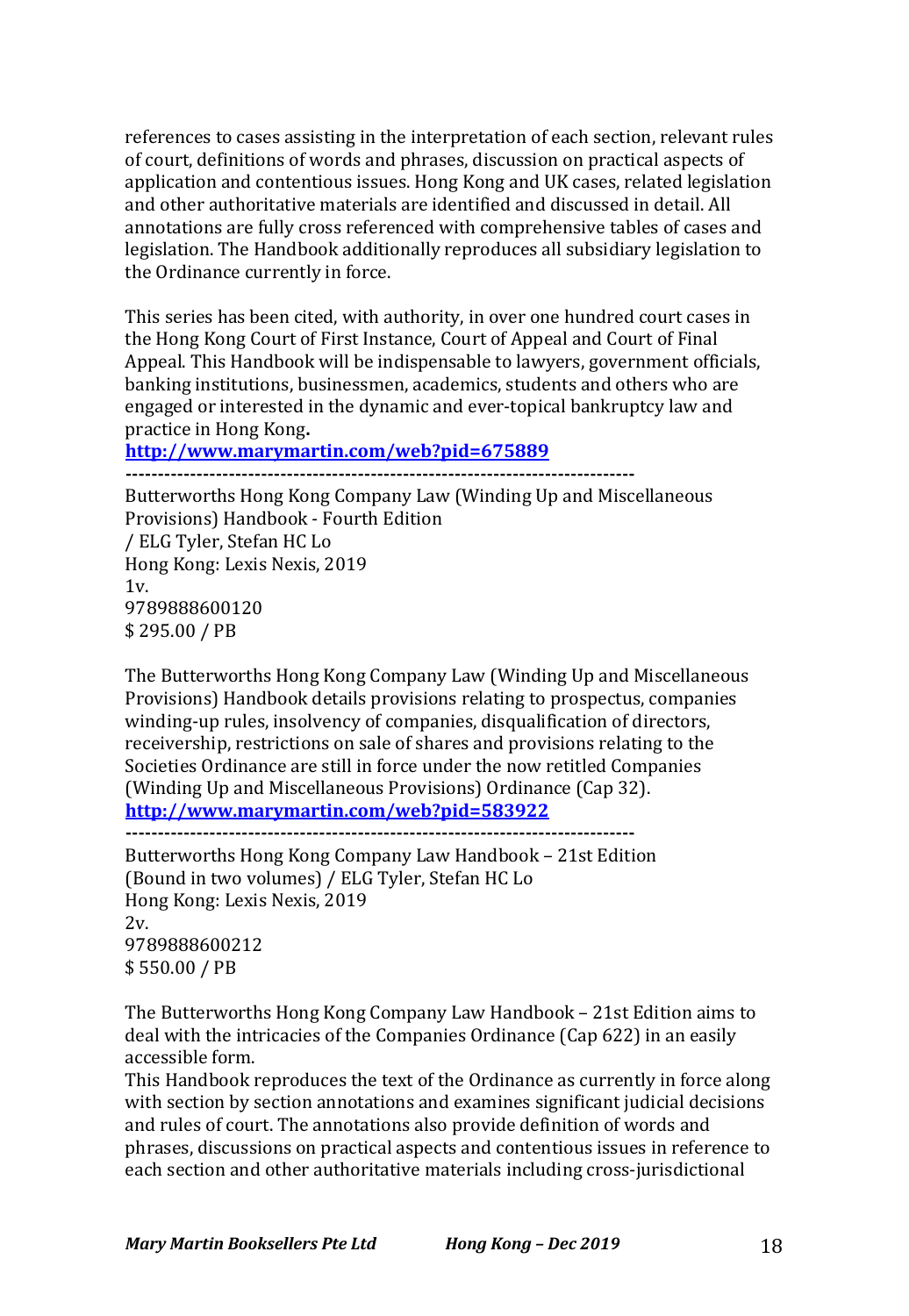references to cases assisting in the interpretation of each section, relevant rules of court, definitions of words and phrases, discussion on practical aspects of application and contentious issues. Hong Kong and UK cases, related legislation and other authoritative materials are identified and discussed in detail. All annotations are fully cross referenced with comprehensive tables of cases and legislation. The Handbook additionally reproduces all subsidiary legislation to the Ordinance currently in force.

This series has been cited, with authority, in over one hundred court cases in the Hong Kong Court of First Instance, Court of Appeal and Court of Final Appeal. This Handbook will be indispensable to lawyers, government officials, banking institutions, businessmen, academics, students and others who are engaged or interested in the dynamic and ever-topical bankruptcy law and practice in Hong Kong**.**

**http://www.marymartin.com/web?pid=675889**

**------------------------------------------------------------------------------**

Butterworths Hong Kong Company Law (Winding Up and Miscellaneous Provisions) Handbook - Fourth Edition
/ ELG Tyler, Stefan HC Lo
Hong Kong: Lexis Nexis, 2019
1v.
9789888600120
$ 295.00 / PB

The Butterworths Hong Kong Company Law (Winding Up and Miscellaneous Provisions) Handbook details provisions relating to prospectus, companies winding-up rules, insolvency of companies, disqualification of directors, receivership, restrictions on sale of shares and provisions relating to the Societies Ordinance are still in force under the now retitled Companies (Winding Up and Miscellaneous Provisions) Ordinance (Cap 32).

**http://www.marymartin.com/web?pid=583922**

**------------------------------------------------------------------------------**

Butterworths Hong Kong Company Law Handbook – 21st Edition (Bound in two volumes) / ELG Tyler, Stefan HC Lo
Hong Kong: Lexis Nexis, 2019
2v.
9789888600212
$ 550.00 / PB

The Butterworths Hong Kong Company Law Handbook – 21st Edition aims to deal with the intricacies of the Companies Ordinance (Cap 622) in an easily accessible form.

This Handbook reproduces the text of the Ordinance as currently in force along with section by section annotations and examines significant judicial decisions and rules of court. The annotations also provide definition of words and phrases, discussions on practical aspects and contentious issues in reference to each section and other authoritative materials including cross-jurisdictional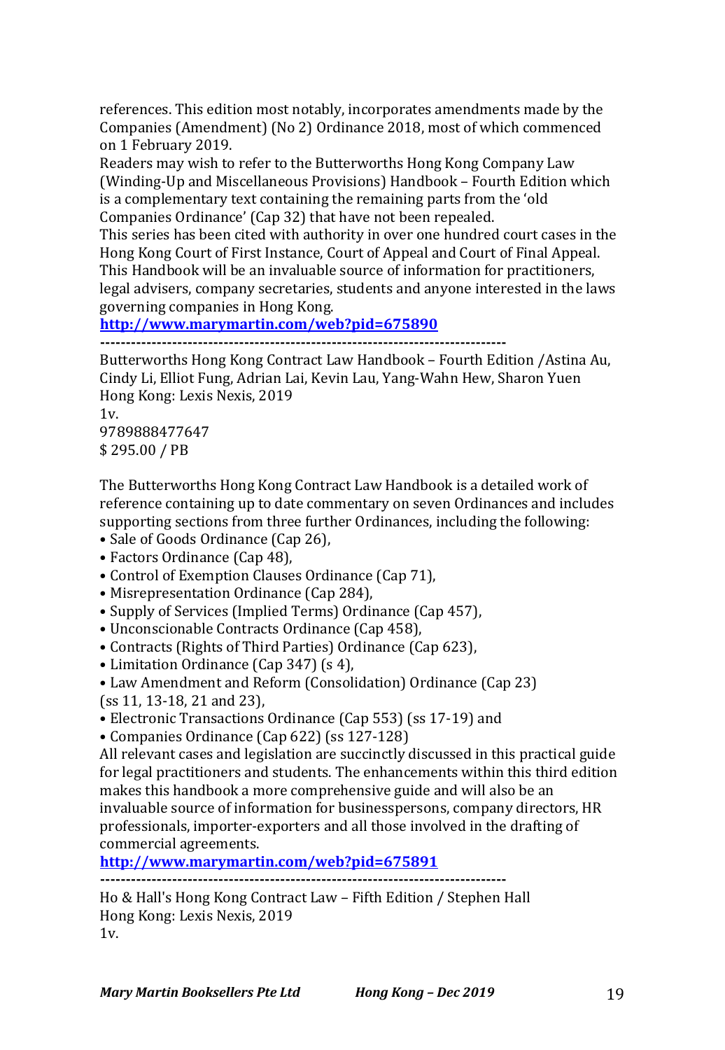references. This edition most notably, incorporates amendments made by the Companies (Amendment) (No 2) Ordinance 2018, most of which commenced on 1 February 2019.
Readers may wish to refer to the Butterworths Hong Kong Company Law (Winding-Up and Miscellaneous Provisions) Handbook – Fourth Edition which is a complementary text containing the remaining parts from the 'old Companies Ordinance' (Cap 32) that have not been repealed.
This series has been cited with authority in over one hundred court cases in the Hong Kong Court of First Instance, Court of Appeal and Court of Final Appeal.
This Handbook will be an invaluable source of information for practitioners, legal advisers, company secretaries, students and anyone interested in the laws governing companies in Hong Kong.
**http://www.marymartin.com/web?pid=675890**

-------------------------------------------------------------------------------

Butterworths Hong Kong Contract Law Handbook – Fourth Edition /Astina Au, Cindy Li, Elliot Fung, Adrian Lai, Kevin Lau, Yang-Wahn Hew, Sharon Yuen
Hong Kong: Lexis Nexis, 2019
1v.
9789888477647
$ 295.00 / PB

The Butterworths Hong Kong Contract Law Handbook is a detailed work of reference containing up to date commentary on seven Ordinances and includes supporting sections from three further Ordinances, including the following:
• Sale of Goods Ordinance (Cap 26),
• Factors Ordinance (Cap 48),
• Control of Exemption Clauses Ordinance (Cap 71),
• Misrepresentation Ordinance (Cap 284),
• Supply of Services (Implied Terms) Ordinance (Cap 457),
• Unconscionable Contracts Ordinance (Cap 458),
• Contracts (Rights of Third Parties) Ordinance (Cap 623),
• Limitation Ordinance (Cap 347) (s 4),
• Law Amendment and Reform (Consolidation) Ordinance (Cap 23) (ss 11, 13-18, 21 and 23),
• Electronic Transactions Ordinance (Cap 553) (ss 17-19) and
• Companies Ordinance (Cap 622) (ss 127-128)
All relevant cases and legislation are succinctly discussed in this practical guide for legal practitioners and students. The enhancements within this third edition makes this handbook a more comprehensive guide and will also be an invaluable source of information for businesspersons, company directors, HR professionals, importer-exporters and all those involved in the drafting of commercial agreements.
**http://www.marymartin.com/web?pid=675891**

-------------------------------------------------------------------------------

Ho & Hall's Hong Kong Contract Law – Fifth Edition / Stephen Hall
Hong Kong: Lexis Nexis, 2019
1v.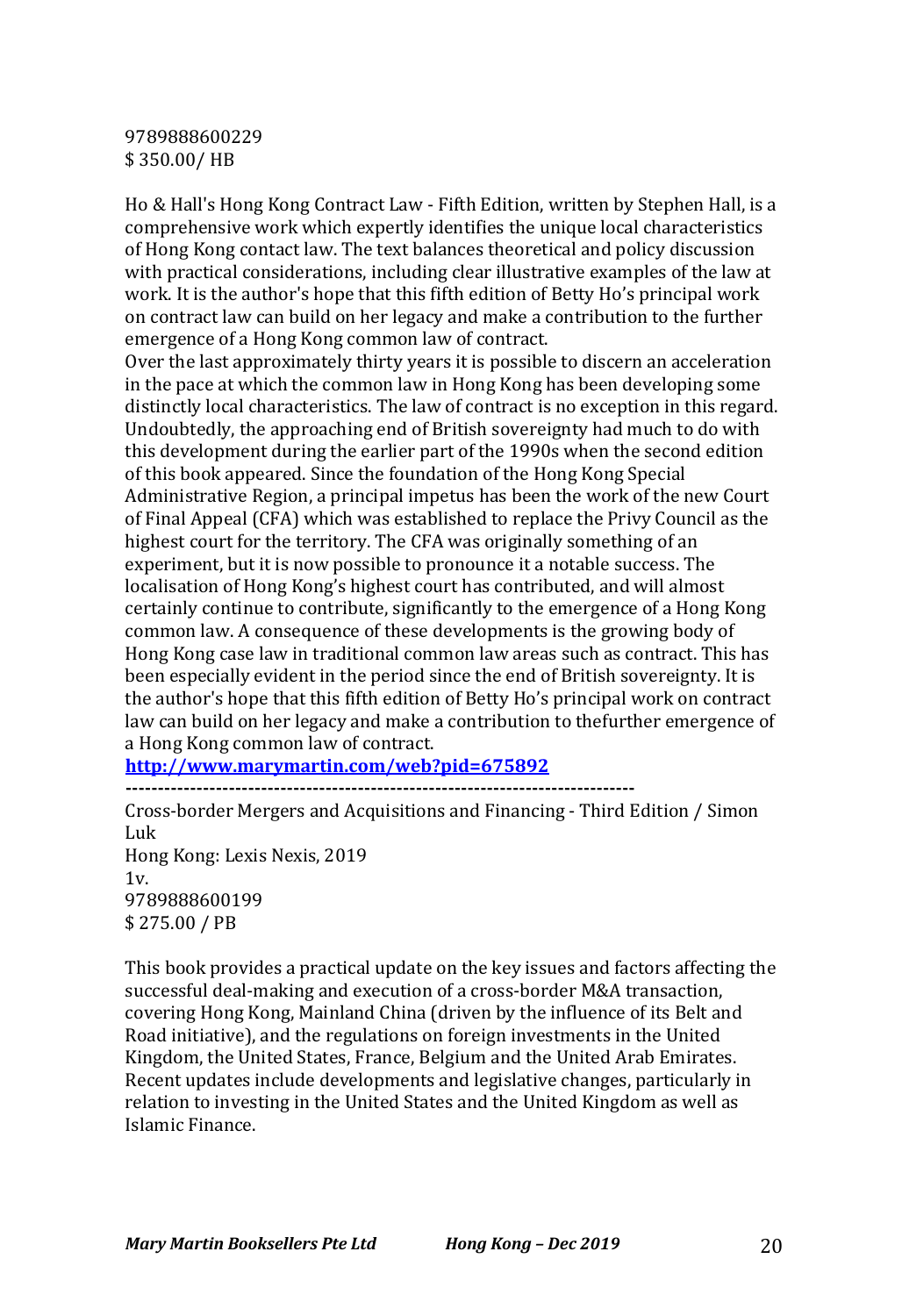9789888600229
$ 350.00/ HB

Ho & Hall's Hong Kong Contract Law - Fifth Edition, written by Stephen Hall, is a comprehensive work which expertly identifies the unique local characteristics of Hong Kong contact law. The text balances theoretical and policy discussion with practical considerations, including clear illustrative examples of the law at work. It is the author's hope that this fifth edition of Betty Ho's principal work on contract law can build on her legacy and make a contribution to the further emergence of a Hong Kong common law of contract.
Over the last approximately thirty years it is possible to discern an acceleration in the pace at which the common law in Hong Kong has been developing some distinctly local characteristics. The law of contract is no exception in this regard. Undoubtedly, the approaching end of British sovereignty had much to do with this development during the earlier part of the 1990s when the second edition of this book appeared. Since the foundation of the Hong Kong Special Administrative Region, a principal impetus has been the work of the new Court of Final Appeal (CFA) which was established to replace the Privy Council as the highest court for the territory. The CFA was originally something of an experiment, but it is now possible to pronounce it a notable success. The localisation of Hong Kong's highest court has contributed, and will almost certainly continue to contribute, significantly to the emergence of a Hong Kong common law. A consequence of these developments is the growing body of Hong Kong case law in traditional common law areas such as contract. This has been especially evident in the period since the end of British sovereignty. It is the author's hope that this fifth edition of Betty Ho's principal work on contract law can build on her legacy and make a contribution to thefurther emergence of a Hong Kong common law of contract.
**http://www.marymartin.com/web?pid=675892**

---

Cross-border Mergers and Acquisitions and Financing - Third Edition / Simon Luk
Hong Kong: Lexis Nexis, 2019
1v.
9789888600199
$ 275.00 / PB

This book provides a practical update on the key issues and factors affecting the successful deal-making and execution of a cross-border M&A transaction, covering Hong Kong, Mainland China (driven by the influence of its Belt and Road initiative), and the regulations on foreign investments in the United Kingdom, the United States, France, Belgium and the United Arab Emirates. Recent updates include developments and legislative changes, particularly in relation to investing in the United States and the United Kingdom as well as Islamic Finance.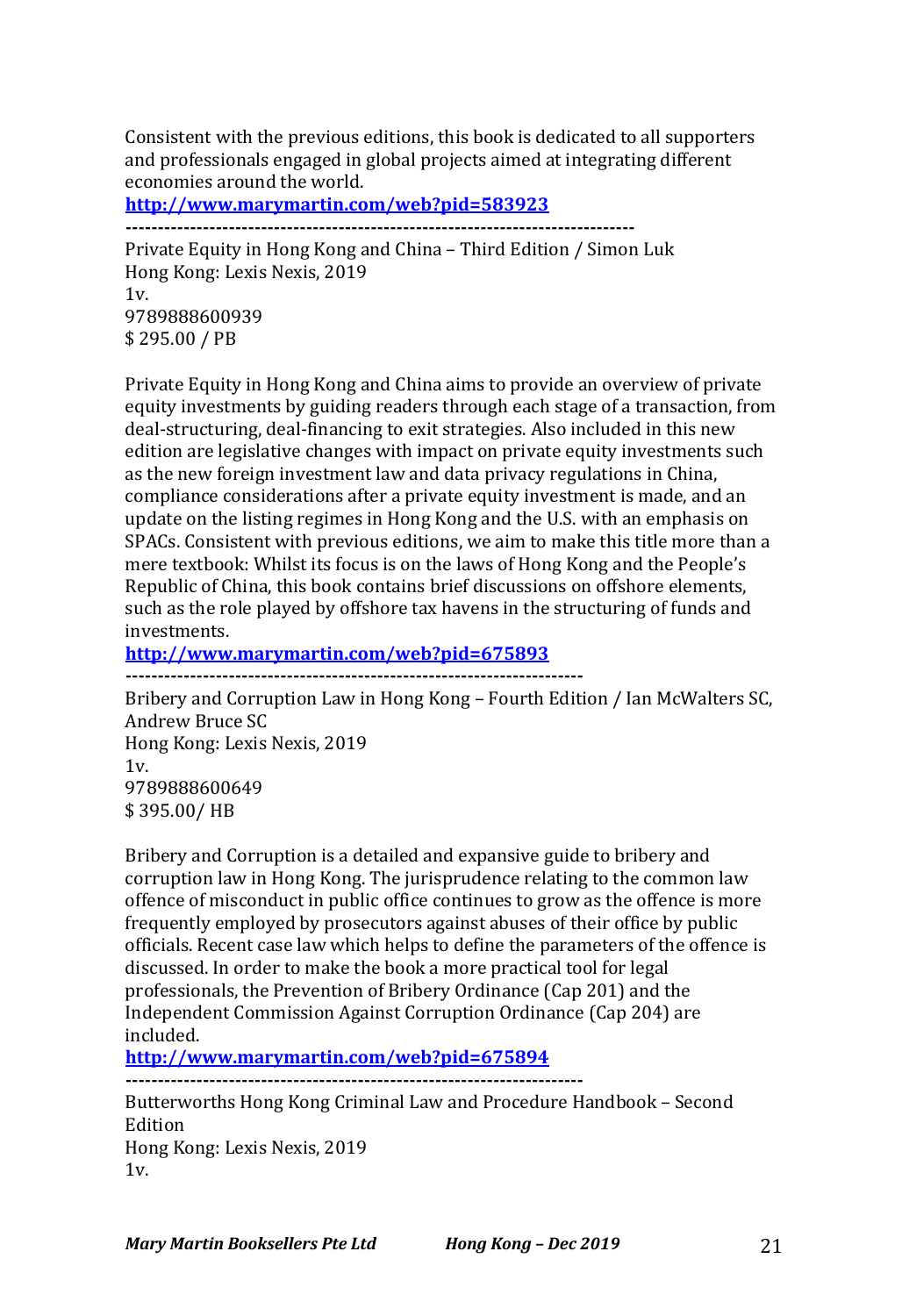Consistent with the previous editions, this book is dedicated to all supporters and professionals engaged in global projects aimed at integrating different economies around the world.

**http://www.marymartin.com/web?pid=583923**

---

Private Equity in Hong Kong and China – Third Edition / Simon Luk
Hong Kong: Lexis Nexis, 2019
1v.
9789888600939
$ 295.00 / PB

Private Equity in Hong Kong and China aims to provide an overview of private equity investments by guiding readers through each stage of a transaction, from deal-structuring, deal-financing to exit strategies. Also included in this new edition are legislative changes with impact on private equity investments such as the new foreign investment law and data privacy regulations in China, compliance considerations after a private equity investment is made, and an update on the listing regimes in Hong Kong and the U.S. with an emphasis on SPACs. Consistent with previous editions, we aim to make this title more than a mere textbook: Whilst its focus is on the laws of Hong Kong and the People's Republic of China, this book contains brief discussions on offshore elements, such as the role played by offshore tax havens in the structuring of funds and investments.

**http://www.marymartin.com/web?pid=675893**

---

Bribery and Corruption Law in Hong Kong – Fourth Edition / Ian McWalters SC, Andrew Bruce SC
Hong Kong: Lexis Nexis, 2019
1v.
9789888600649
$ 395.00/ HB

Bribery and Corruption is a detailed and expansive guide to bribery and corruption law in Hong Kong. The jurisprudence relating to the common law offence of misconduct in public office continues to grow as the offence is more frequently employed by prosecutors against abuses of their office by public officials. Recent case law which helps to define the parameters of the offence is discussed. In order to make the book a more practical tool for legal professionals, the Prevention of Bribery Ordinance (Cap 201) and the Independent Commission Against Corruption Ordinance (Cap 204) are included.

**http://www.marymartin.com/web?pid=675894**

---

Butterworths Hong Kong Criminal Law and Procedure Handbook – Second Edition
Hong Kong: Lexis Nexis, 2019
1v.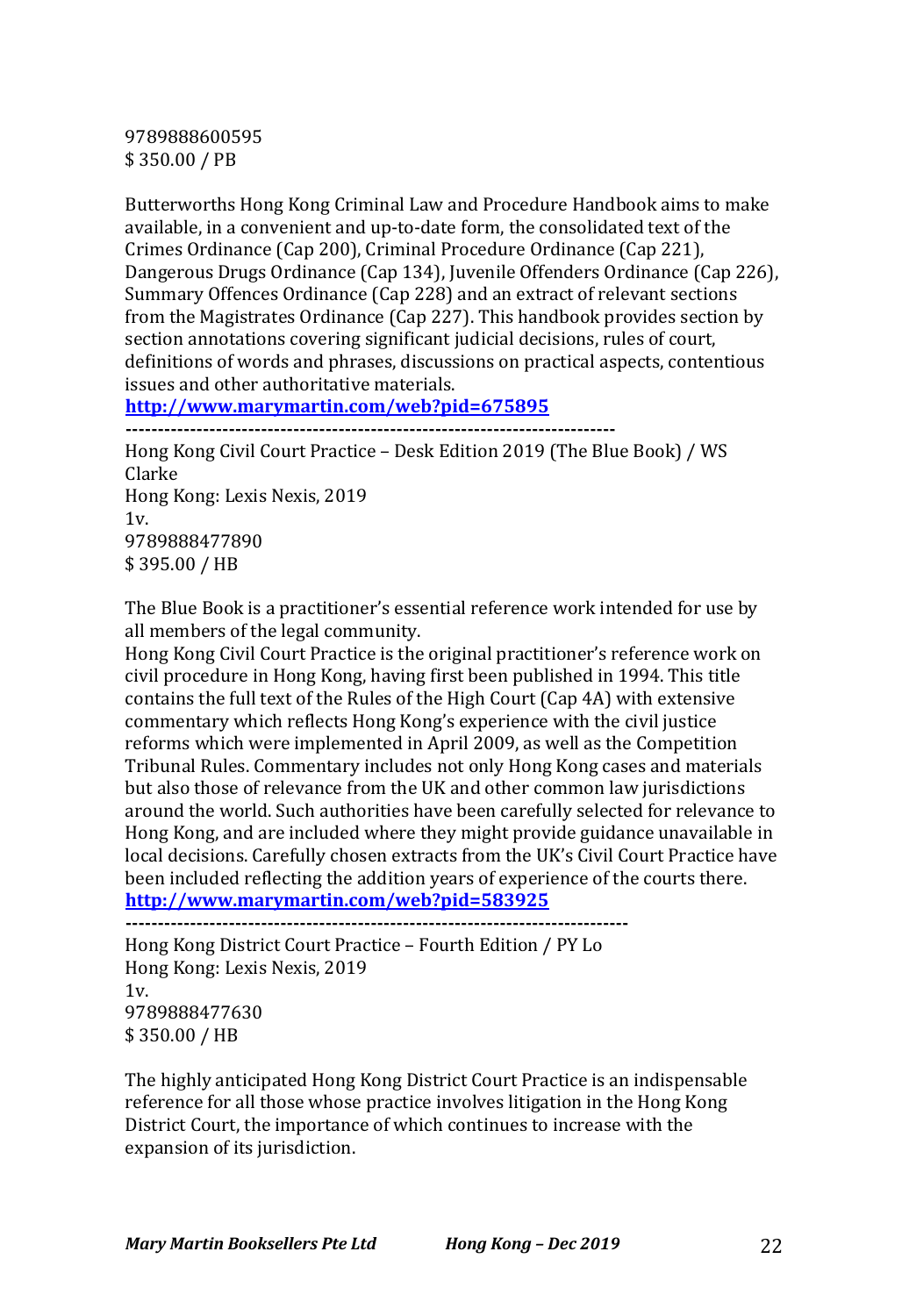9789888600595
$ 350.00 / PB

Butterworths Hong Kong Criminal Law and Procedure Handbook aims to make available, in a convenient and up-to-date form, the consolidated text of the Crimes Ordinance (Cap 200), Criminal Procedure Ordinance (Cap 221), Dangerous Drugs Ordinance (Cap 134), Juvenile Offenders Ordinance (Cap 226), Summary Offences Ordinance (Cap 228) and an extract of relevant sections from the Magistrates Ordinance (Cap 227). This handbook provides section by section annotations covering significant judicial decisions, rules of court, definitions of words and phrases, discussions on practical aspects, contentious issues and other authoritative materials.
**http://www.marymartin.com/web?pid=675895**

---

Hong Kong Civil Court Practice – Desk Edition 2019 (The Blue Book) / WS Clarke
Hong Kong: Lexis Nexis, 2019
1v.
9789888477890
$ 395.00 / HB

The Blue Book is a practitioner's essential reference work intended for use by all members of the legal community.
Hong Kong Civil Court Practice is the original practitioner's reference work on civil procedure in Hong Kong, having first been published in 1994. This title contains the full text of the Rules of the High Court (Cap 4A) with extensive commentary which reflects Hong Kong's experience with the civil justice reforms which were implemented in April 2009, as well as the Competition Tribunal Rules. Commentary includes not only Hong Kong cases and materials but also those of relevance from the UK and other common law jurisdictions around the world. Such authorities have been carefully selected for relevance to Hong Kong, and are included where they might provide guidance unavailable in local decisions. Carefully chosen extracts from the UK's Civil Court Practice have been included reflecting the addition years of experience of the courts there.
**http://www.marymartin.com/web?pid=583925**

---

Hong Kong District Court Practice – Fourth Edition / PY Lo
Hong Kong: Lexis Nexis, 2019
1v.
9789888477630
$ 350.00 / HB

The highly anticipated Hong Kong District Court Practice is an indispensable reference for all those whose practice involves litigation in the Hong Kong District Court, the importance of which continues to increase with the expansion of its jurisdiction.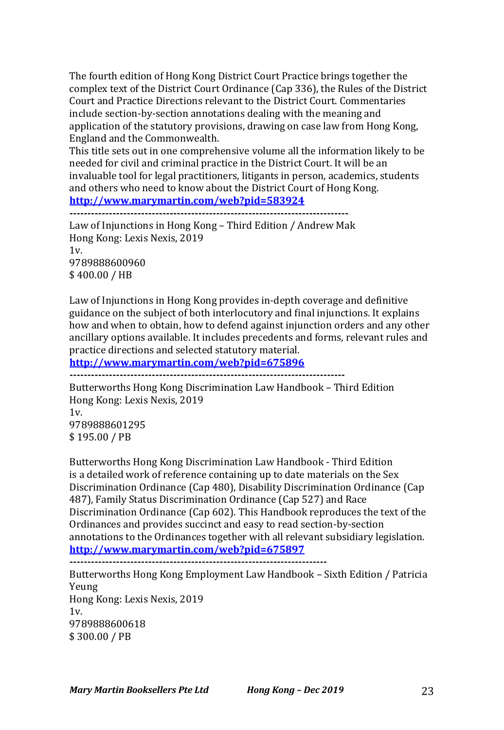The fourth edition of Hong Kong District Court Practice brings together the complex text of the District Court Ordinance (Cap 336), the Rules of the District Court and Practice Directions relevant to the District Court. Commentaries include section-by-section annotations dealing with the meaning and application of the statutory provisions, drawing on case law from Hong Kong, England and the Commonwealth.
This title sets out in one comprehensive volume all the information likely to be needed for civil and criminal practice in the District Court. It will be an invaluable tool for legal practitioners, litigants in person, academics, students and others who need to know about the District Court of Hong Kong.
**http://www.marymartin.com/web?pid=583924**

---

Law of Injunctions in Hong Kong – Third Edition / Andrew Mak
Hong Kong: Lexis Nexis, 2019
1v.
9789888600960
$ 400.00 / HB

Law of Injunctions in Hong Kong provides in-depth coverage and definitive guidance on the subject of both interlocutory and final injunctions. It explains how and when to obtain, how to defend against injunction orders and any other ancillary options available. It includes precedents and forms, relevant rules and practice directions and selected statutory material.
**http://www.marymartin.com/web?pid=675896**

---

Butterworths Hong Kong Discrimination Law Handbook – Third Edition
Hong Kong: Lexis Nexis, 2019
1v.
9789888601295
$ 195.00 / PB

Butterworths Hong Kong Discrimination Law Handbook - Third Edition is a detailed work of reference containing up to date materials on the Sex Discrimination Ordinance (Cap 480), Disability Discrimination Ordinance (Cap 487), Family Status Discrimination Ordinance (Cap 527) and Race Discrimination Ordinance (Cap 602). This Handbook reproduces the text of the Ordinances and provides succinct and easy to read section-by-section annotations to the Ordinances together with all relevant subsidiary legislation.
**http://www.marymartin.com/web?pid=675897**

---

Butterworths Hong Kong Employment Law Handbook – Sixth Edition / Patricia Yeung
Hong Kong: Lexis Nexis, 2019
1v.
9789888600618
$ 300.00 / PB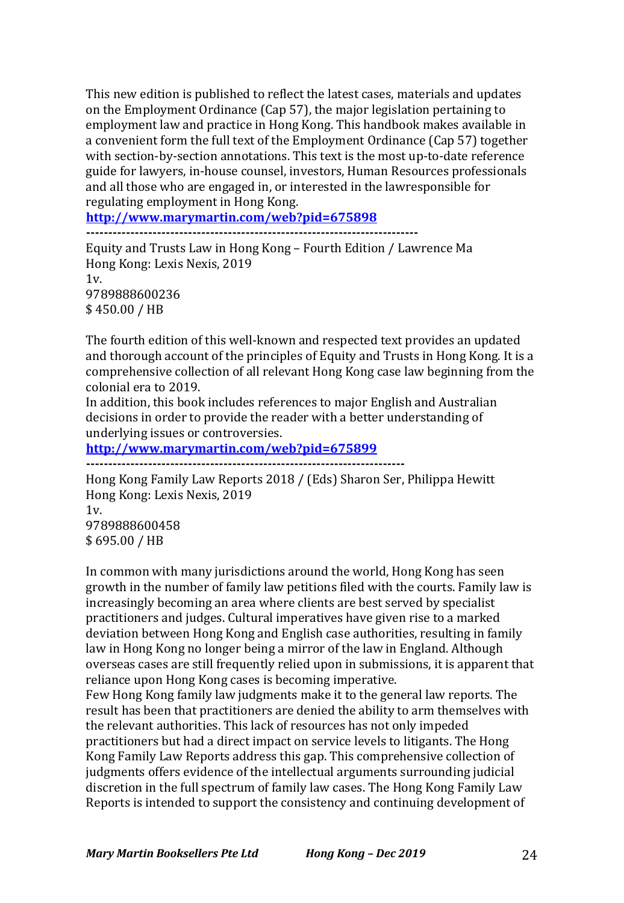This new edition is published to reflect the latest cases, materials and updates on the Employment Ordinance (Cap 57), the major legislation pertaining to employment law and practice in Hong Kong. This handbook makes available in a convenient form the full text of the Employment Ordinance (Cap 57) together with section-by-section annotations. This text is the most up-to-date reference guide for lawyers, in-house counsel, investors, Human Resources professionals and all those who are engaged in, or interested in the lawresponsible for regulating employment in Hong Kong.

**http://www.marymartin.com/web?pid=675898**

---

Equity and Trusts Law in Hong Kong – Fourth Edition / Lawrence Ma
Hong Kong: Lexis Nexis, 2019
1v.
9789888600236
$ 450.00 / HB

The fourth edition of this well-known and respected text provides an updated and thorough account of the principles of Equity and Trusts in Hong Kong. It is a comprehensive collection of all relevant Hong Kong case law beginning from the colonial era to 2019.
In addition, this book includes references to major English and Australian decisions in order to provide the reader with a better understanding of underlying issues or controversies.

**http://www.marymartin.com/web?pid=675899**

---

Hong Kong Family Law Reports 2018 / (Eds) Sharon Ser, Philippa Hewitt
Hong Kong: Lexis Nexis, 2019
1v.
9789888600458
$ 695.00 / HB

In common with many jurisdictions around the world, Hong Kong has seen growth in the number of family law petitions filed with the courts. Family law is increasingly becoming an area where clients are best served by specialist practitioners and judges. Cultural imperatives have given rise to a marked deviation between Hong Kong and English case authorities, resulting in family law in Hong Kong no longer being a mirror of the law in England. Although overseas cases are still frequently relied upon in submissions, it is apparent that reliance upon Hong Kong cases is becoming imperative.
Few Hong Kong family law judgments make it to the general law reports. The result has been that practitioners are denied the ability to arm themselves with the relevant authorities. This lack of resources has not only impeded practitioners but had a direct impact on service levels to litigants. The Hong Kong Family Law Reports address this gap. This comprehensive collection of judgments offers evidence of the intellectual arguments surrounding judicial discretion in the full spectrum of family law cases. The Hong Kong Family Law Reports is intended to support the consistency and continuing development of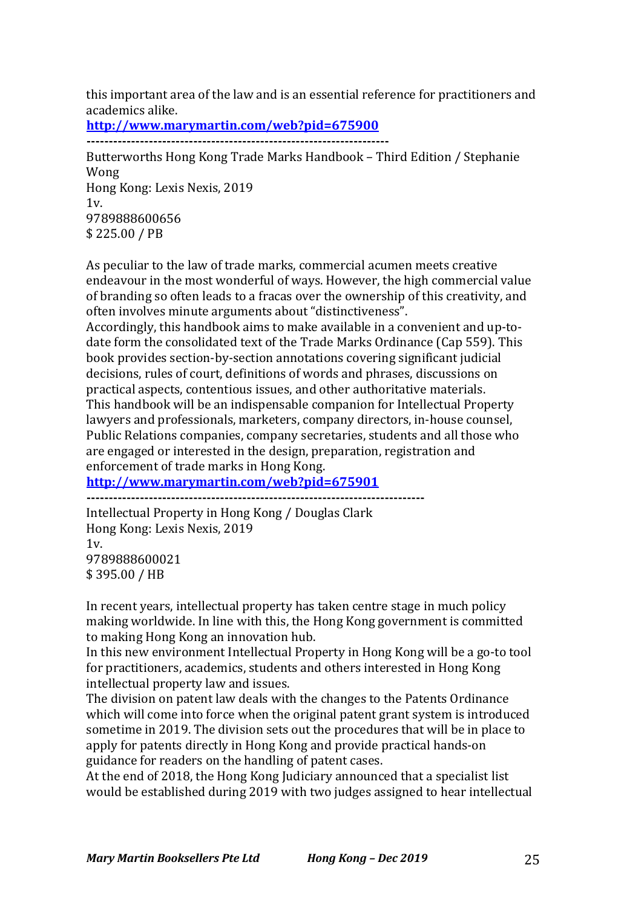this important area of the law and is an essential reference for practitioners and academics alike.

**http://www.marymartin.com/web?pid=675900**

---

Butterworths Hong Kong Trade Marks Handbook – Third Edition / Stephanie Wong
Hong Kong: Lexis Nexis, 2019
1v.
9789888600656
$ 225.00 / PB

As peculiar to the law of trade marks, commercial acumen meets creative endeavour in the most wonderful of ways. However, the high commercial value of branding so often leads to a fracas over the ownership of this creativity, and often involves minute arguments about "distinctiveness".
Accordingly, this handbook aims to make available in a convenient and up-to-date form the consolidated text of the Trade Marks Ordinance (Cap 559). This book provides section-by-section annotations covering significant judicial decisions, rules of court, definitions of words and phrases, discussions on practical aspects, contentious issues, and other authoritative materials.
This handbook will be an indispensable companion for Intellectual Property lawyers and professionals, marketers, company directors, in-house counsel, Public Relations companies, company secretaries, students and all those who are engaged or interested in the design, preparation, registration and enforcement of trade marks in Hong Kong.

**http://www.marymartin.com/web?pid=675901**

---

Intellectual Property in Hong Kong / Douglas Clark
Hong Kong: Lexis Nexis, 2019
1v.
9789888600021
$ 395.00 / HB

In recent years, intellectual property has taken centre stage in much policy making worldwide. In line with this, the Hong Kong government is committed to making Hong Kong an innovation hub.
In this new environment Intellectual Property in Hong Kong will be a go-to tool for practitioners, academics, students and others interested in Hong Kong intellectual property law and issues.
The division on patent law deals with the changes to the Patents Ordinance which will come into force when the original patent grant system is introduced sometime in 2019. The division sets out the procedures that will be in place to apply for patents directly in Hong Kong and provide practical hands-on guidance for readers on the handling of patent cases.
At the end of 2018, the Hong Kong Judiciary announced that a specialist list would be established during 2019 with two judges assigned to hear intellectual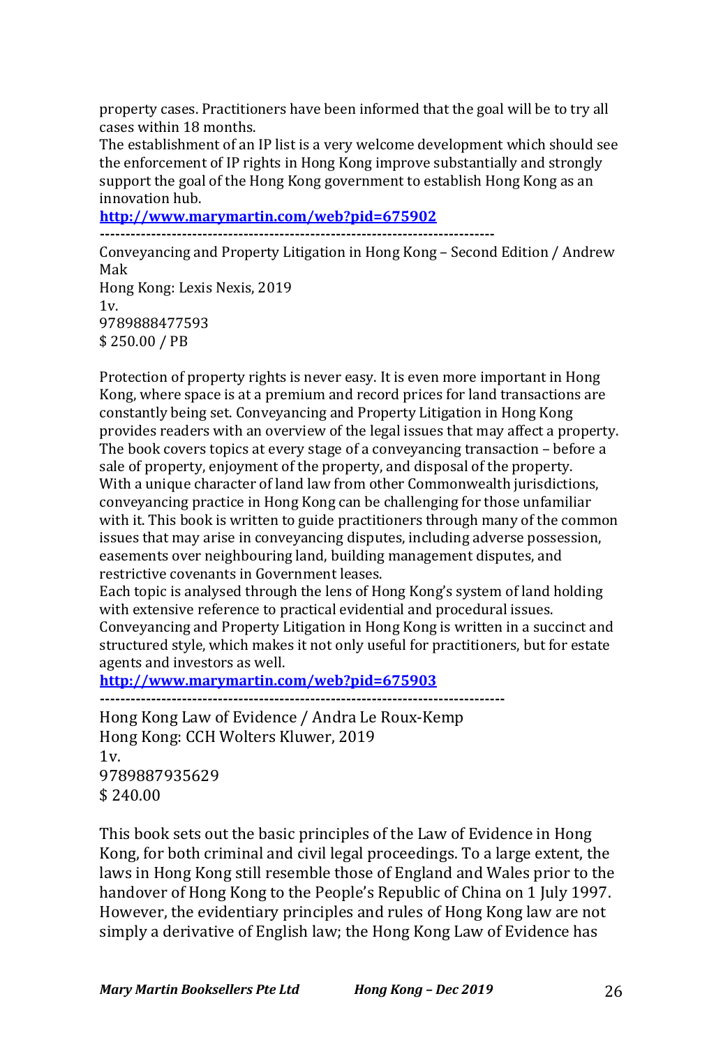property cases. Practitioners have been informed that the goal will be to try all cases within 18 months.
The establishment of an IP list is a very welcome development which should see the enforcement of IP rights in Hong Kong improve substantially and strongly support the goal of the Hong Kong government to establish Hong Kong as an innovation hub.

**http://www.marymartin.com/web?pid=675902**

---

Conveyancing and Property Litigation in Hong Kong – Second Edition / Andrew Mak
Hong Kong: Lexis Nexis, 2019
1v.
9789888477593
$ 250.00 / PB

Protection of property rights is never easy. It is even more important in Hong Kong, where space is at a premium and record prices for land transactions are constantly being set. Conveyancing and Property Litigation in Hong Kong provides readers with an overview of the legal issues that may affect a property. The book covers topics at every stage of a conveyancing transaction – before a sale of property, enjoyment of the property, and disposal of the property.
With a unique character of land law from other Commonwealth jurisdictions, conveyancing practice in Hong Kong can be challenging for those unfamiliar with it. This book is written to guide practitioners through many of the common issues that may arise in conveyancing disputes, including adverse possession, easements over neighbouring land, building management disputes, and restrictive covenants in Government leases.
Each topic is analysed through the lens of Hong Kong's system of land holding with extensive reference to practical evidential and procedural issues.
Conveyancing and Property Litigation in Hong Kong is written in a succinct and structured style, which makes it not only useful for practitioners, but for estate agents and investors as well.

**http://www.marymartin.com/web?pid=675903**

---

Hong Kong Law of Evidence / Andra Le Roux-Kemp
Hong Kong: CCH Wolters Kluwer, 2019
1v.
9789887935629
$ 240.00

This book sets out the basic principles of the Law of Evidence in Hong Kong, for both criminal and civil legal proceedings. To a large extent, the laws in Hong Kong still resemble those of England and Wales prior to the handover of Hong Kong to the People's Republic of China on 1 July 1997. However, the evidentiary principles and rules of Hong Kong law are not simply a derivative of English law; the Hong Kong Law of Evidence has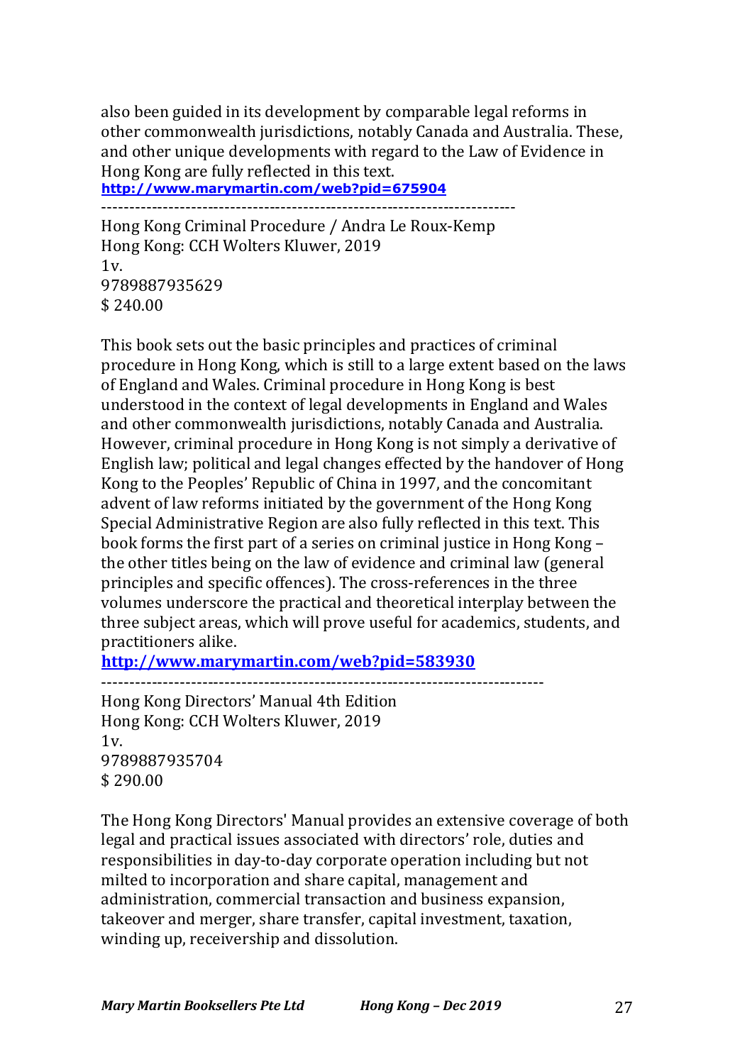also been guided in its development by comparable legal reforms in other commonwealth jurisdictions, notably Canada and Australia. These, and other unique developments with regard to the Law of Evidence in Hong Kong are fully reflected in this text.
**http://www.marymartin.com/web?pid=675904**

---

Hong Kong Criminal Procedure / Andra Le Roux-Kemp
Hong Kong: CCH Wolters Kluwer, 2019
1v.
9789887935629
$ 240.00

This book sets out the basic principles and practices of criminal procedure in Hong Kong, which is still to a large extent based on the laws of England and Wales. Criminal procedure in Hong Kong is best understood in the context of legal developments in England and Wales and other commonwealth jurisdictions, notably Canada and Australia. However, criminal procedure in Hong Kong is not simply a derivative of English law; political and legal changes effected by the handover of Hong Kong to the Peoples' Republic of China in 1997, and the concomitant advent of law reforms initiated by the government of the Hong Kong Special Administrative Region are also fully reflected in this text. This book forms the first part of a series on criminal justice in Hong Kong – the other titles being on the law of evidence and criminal law (general principles and specific offences). The cross-references in the three volumes underscore the practical and theoretical interplay between the three subject areas, which will prove useful for academics, students, and practitioners alike.
**http://www.marymartin.com/web?pid=583930**

---

Hong Kong Directors' Manual 4th Edition
Hong Kong: CCH Wolters Kluwer, 2019
1v.
9789887935704
$ 290.00

The Hong Kong Directors' Manual provides an extensive coverage of both legal and practical issues associated with directors' role, duties and responsibilities in day-to-day corporate operation including but not milted to incorporation and share capital, management and administration, commercial transaction and business expansion, takeover and merger, share transfer, capital investment, taxation, winding up, receivership and dissolution.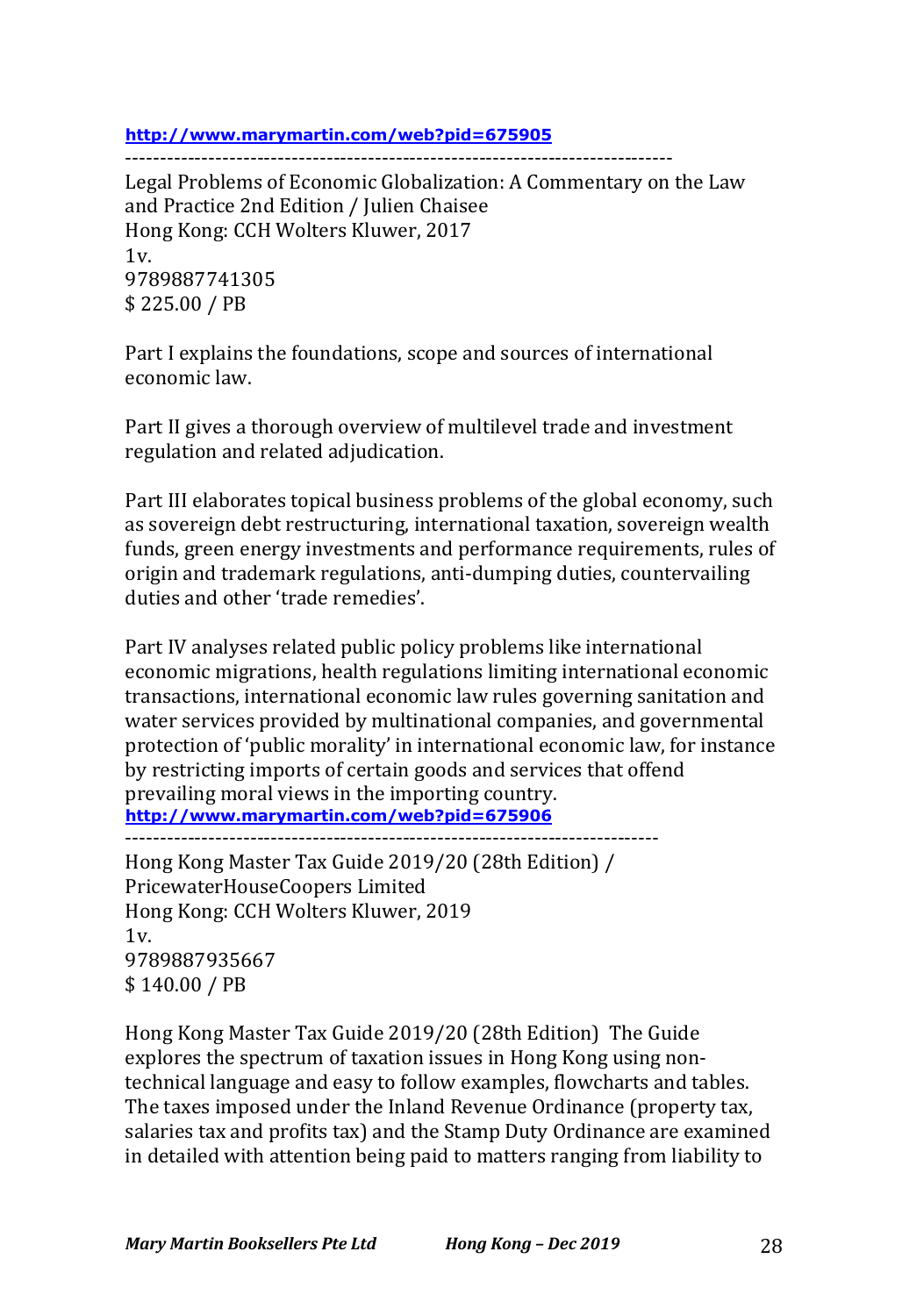**http://www.marymartin.com/web?pid=675905**

---

Legal Problems of Economic Globalization: A Commentary on the Law and Practice 2nd Edition / Julien Chaisee
Hong Kong: CCH Wolters Kluwer, 2017
1v.
9789887741305
$ 225.00 / PB

Part I explains the foundations, scope and sources of international economic law.

Part II gives a thorough overview of multilevel trade and investment regulation and related adjudication.

Part III elaborates topical business problems of the global economy, such as sovereign debt restructuring, international taxation, sovereign wealth funds, green energy investments and performance requirements, rules of origin and trademark regulations, anti-dumping duties, countervailing duties and other 'trade remedies'.

Part IV analyses related public policy problems like international economic migrations, health regulations limiting international economic transactions, international economic law rules governing sanitation and water services provided by multinational companies, and governmental protection of 'public morality' in international economic law, for instance by restricting imports of certain goods and services that offend prevailing moral views in the importing country.
**http://www.marymartin.com/web?pid=675906**

---

Hong Kong Master Tax Guide 2019/20 (28th Edition) / PricewaterHouseCoopers Limited
Hong Kong: CCH Wolters Kluwer, 2019
1v.
9789887935667
$ 140.00 / PB

Hong Kong Master Tax Guide 2019/20 (28th Edition) The Guide explores the spectrum of taxation issues in Hong Kong using non-technical language and easy to follow examples, flowcharts and tables. The taxes imposed under the Inland Revenue Ordinance (property tax, salaries tax and profits tax) and the Stamp Duty Ordinance are examined in detailed with attention being paid to matters ranging from liability to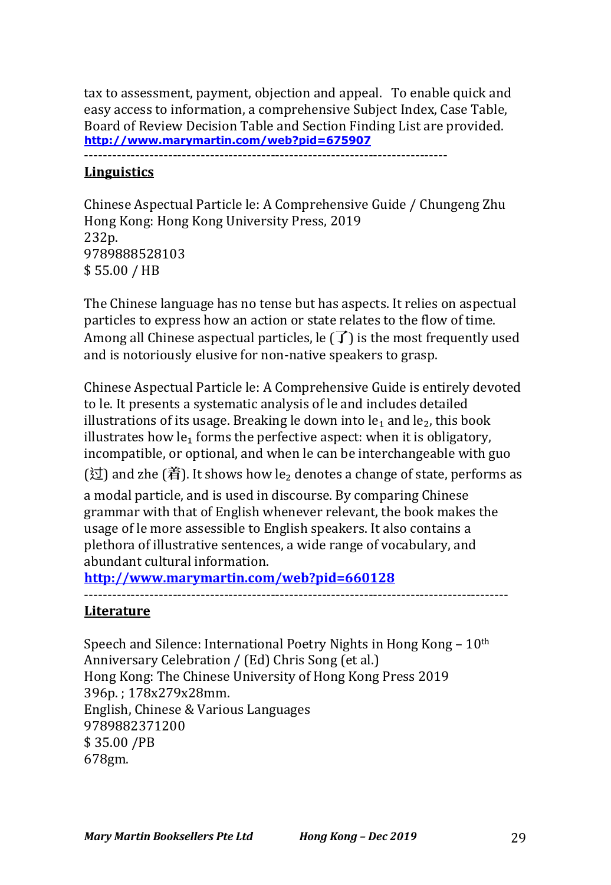tax to assessment, payment, objection and appeal. To enable quick and easy access to information, a comprehensive Subject Index, Case Table, Board of Review Decision Table and Section Finding List are provided.
**http://www.marymartin.com/web?pid=675907**

---

**Linguistics**

Chinese Aspectual Particle le: A Comprehensive Guide / Chungeng Zhu
Hong Kong: Hong Kong University Press, 2019
232p.
9789888528103
$ 55.00 / HB

The Chinese language has no tense but has aspects. It relies on aspectual particles to express how an action or state relates to the flow of time. Among all Chinese aspectual particles, le (了) is the most frequently used and is notoriously elusive for non-native speakers to grasp.

Chinese Aspectual Particle le: A Comprehensive Guide is entirely devoted to le. It presents a systematic analysis of le and includes detailed illustrations of its usage. Breaking le down into $le_1$ and $le_2$, this book illustrates how $le_1$ forms the perfective aspect: when it is obligatory, incompatible, or optional, and when le can be interchangeable with guo (过) and zhe (着). It shows how $le_2$ denotes a change of state, performs as a modal particle, and is used in discourse. By comparing Chinese grammar with that of English whenever relevant, the book makes the usage of le more assessible to English speakers. It also contains a plethora of illustrative sentences, a wide range of vocabulary, and abundant cultural information.
**http://www.marymartin.com/web?pid=660128**

---

**Literature**

Speech and Silence: International Poetry Nights in Hong Kong – 10th Anniversary Celebration / (Ed) Chris Song (et al.)
Hong Kong: The Chinese University of Hong Kong Press 2019
396p. ; 178x279x28mm.
English, Chinese & Various Languages
9789882371200
$ 35.00 /PB
678gm.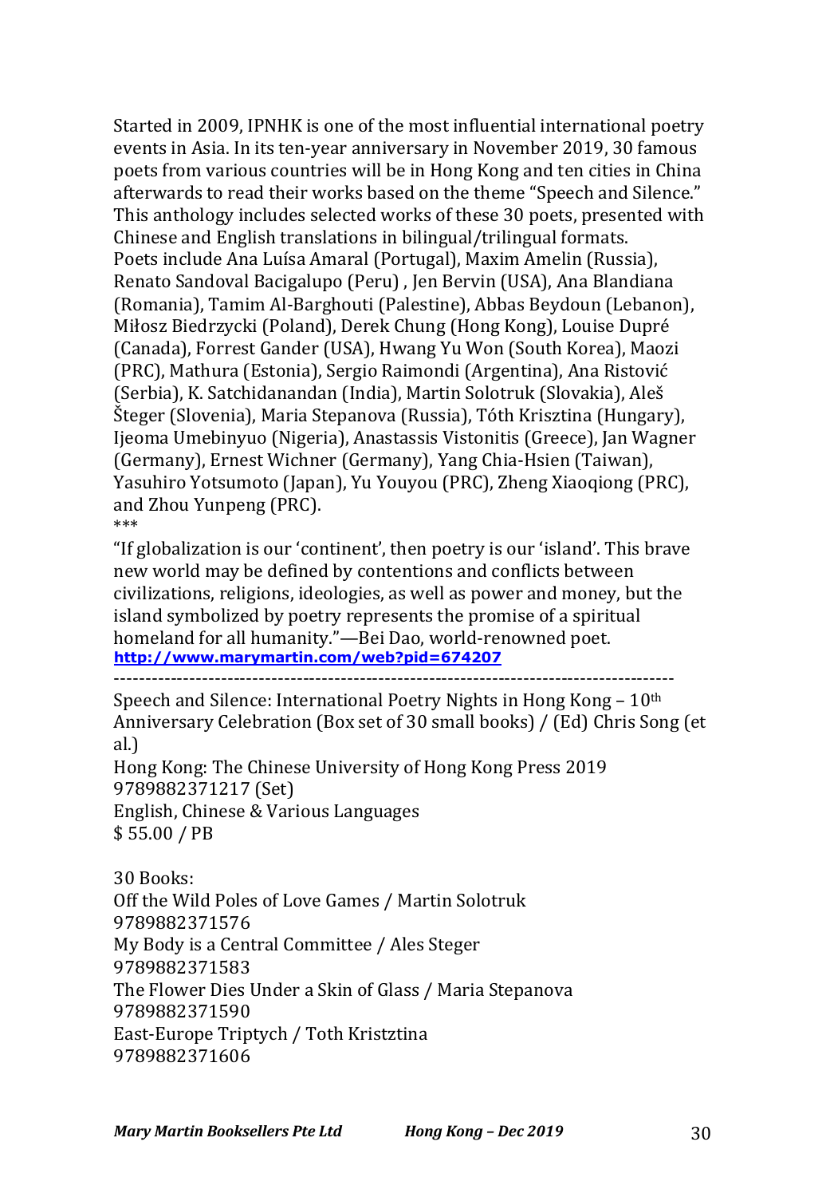Started in 2009, IPNHK is one of the most influential international poetry events in Asia. In its ten-year anniversary in November 2019, 30 famous poets from various countries will be in Hong Kong and ten cities in China afterwards to read their works based on the theme "Speech and Silence." This anthology includes selected works of these 30 poets, presented with Chinese and English translations in bilingual/trilingual formats.
Poets include Ana Luísa Amaral (Portugal), Maxim Amelin (Russia), Renato Sandoval Bacigalupo (Peru) , Jen Bervin (USA), Ana Blandiana (Romania), Tamim Al-Barghouti (Palestine), Abbas Beydoun (Lebanon), Miłosz Biedrzycki (Poland), Derek Chung (Hong Kong), Louise Dupré (Canada), Forrest Gander (USA), Hwang Yu Won (South Korea), Maozi (PRC), Mathura (Estonia), Sergio Raimondi (Argentina), Ana Ristović (Serbia), K. Satchidanandan (India), Martin Solotruk (Slovakia), Aleš Šteger (Slovenia), Maria Stepanova (Russia), Tóth Krisztina (Hungary), Ijeoma Umebinyuo (Nigeria), Anastassis Vistonitis (Greece), Jan Wagner (Germany), Ernest Wichner (Germany), Yang Chia-Hsien (Taiwan), Yasuhiro Yotsumoto (Japan), Yu Youyou (PRC), Zheng Xiaoqiong (PRC), and Zhou Yunpeng (PRC).

***

"If globalization is our 'continent', then poetry is our 'island'. This brave new world may be defined by contentions and conflicts between civilizations, religions, ideologies, as well as power and money, but the island symbolized by poetry represents the promise of a spiritual homeland for all humanity."—Bei Dao, world-renowned poet.
**http://www.marymartin.com/web?pid=674207**

---

Speech and Silence: International Poetry Nights in Hong Kong – 10th Anniversary Celebration (Box set of 30 small books) / (Ed) Chris Song (et al.)
Hong Kong: The Chinese University of Hong Kong Press 2019
9789882371217 (Set)
English, Chinese & Various Languages
$ 55.00 / PB

30 Books:
Off the Wild Poles of Love Games / Martin Solotruk
9789882371576
My Body is a Central Committee / Ales Steger
9789882371583
The Flower Dies Under a Skin of Glass / Maria Stepanova
9789882371590
East-Europe Triptych / Toth Kristztina
9789882371606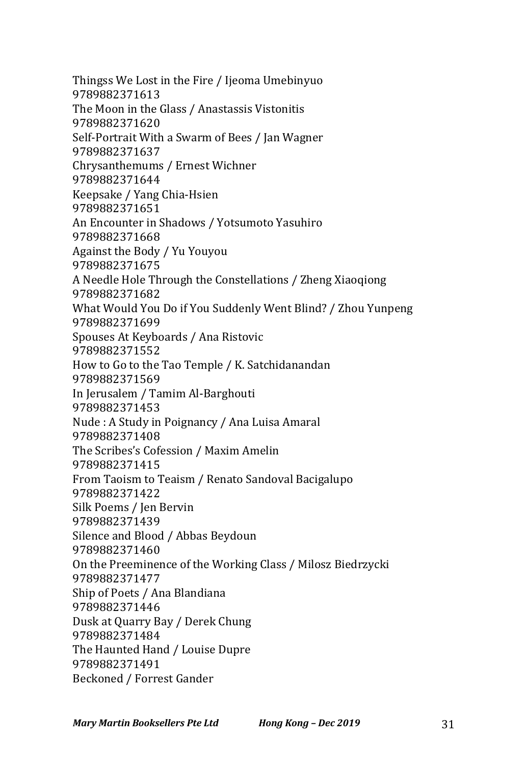Thingss We Lost in the Fire / Ijeoma Umebinyuo
9789882371613
The Moon in the Glass / Anastassis Vistonitis
9789882371620
Self-Portrait With a Swarm of Bees / Jan Wagner
9789882371637
Chrysanthemums / Ernest Wichner
9789882371644
Keepsake / Yang Chia-Hsien
9789882371651
An Encounter in Shadows / Yotsumoto Yasuhiro
9789882371668
Against the Body / Yu Youyou
9789882371675
A Needle Hole Through the Constellations / Zheng Xiaoqiong
9789882371682
What Would You Do if You Suddenly Went Blind? / Zhou Yunpeng
9789882371699
Spouses At Keyboards / Ana Ristovic
9789882371552
How to Go to the Tao Temple / K. Satchidanandan
9789882371569
In Jerusalem / Tamim Al-Barghouti
9789882371453
Nude : A Study in Poignancy / Ana Luisa Amaral
9789882371408
The Scribes's Cofession / Maxim Amelin
9789882371415
From Taoism to Teaism / Renato Sandoval Bacigalupo
9789882371422
Silk Poems / Jen Bervin
9789882371439
Silence and Blood / Abbas Beydoun
9789882371460
On the Preeminence of the Working Class / Milosz Biedrzycki
9789882371477
Ship of Poets / Ana Blandiana
9789882371446
Dusk at Quarry Bay / Derek Chung
9789882371484
The Haunted Hand / Louise Dupre
9789882371491
Beckoned / Forrest Gander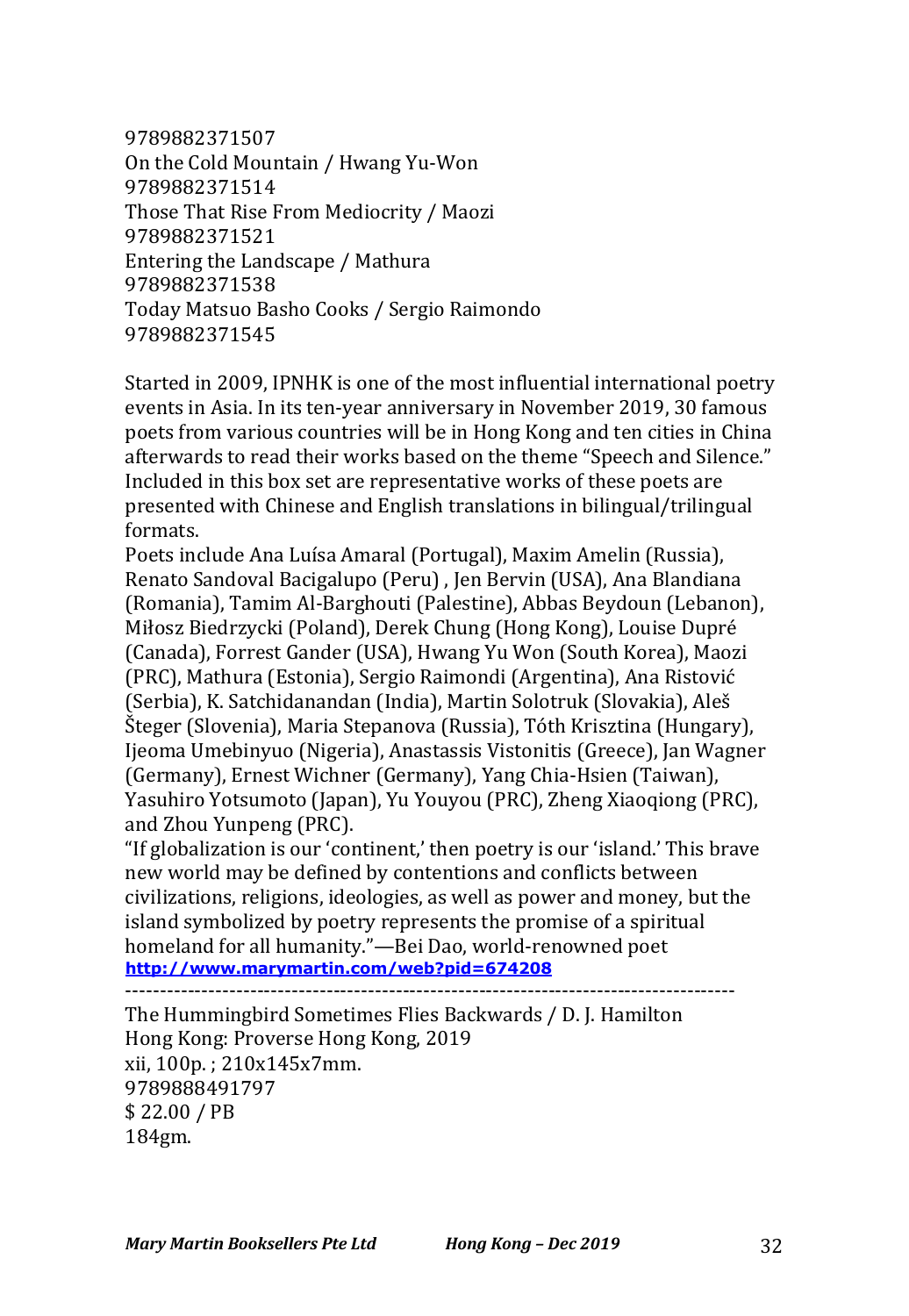9789882371507
On the Cold Mountain / Hwang Yu-Won
9789882371514
Those That Rise From Mediocrity / Maozi
9789882371521
Entering the Landscape / Mathura
9789882371538
Today Matsuo Basho Cooks / Sergio Raimondo
9789882371545

Started in 2009, IPNHK is one of the most influential international poetry events in Asia. In its ten-year anniversary in November 2019, 30 famous poets from various countries will be in Hong Kong and ten cities in China afterwards to read their works based on the theme "Speech and Silence." Included in this box set are representative works of these poets are presented with Chinese and English translations in bilingual/trilingual formats.

Poets include Ana Luísa Amaral (Portugal), Maxim Amelin (Russia), Renato Sandoval Bacigalupo (Peru) , Jen Bervin (USA), Ana Blandiana (Romania), Tamim Al-Barghouti (Palestine), Abbas Beydoun (Lebanon), Miłosz Biedrzycki (Poland), Derek Chung (Hong Kong), Louise Dupré (Canada), Forrest Gander (USA), Hwang Yu Won (South Korea), Maozi (PRC), Mathura (Estonia), Sergio Raimondi (Argentina), Ana Ristović (Serbia), K. Satchidanandan (India), Martin Solotruk (Slovakia), Aleš Šteger (Slovenia), Maria Stepanova (Russia), Tóth Krisztina (Hungary), Ijeoma Umebinyuo (Nigeria), Anastassis Vistonitis (Greece), Jan Wagner (Germany), Ernest Wichner (Germany), Yang Chia-Hsien (Taiwan), Yasuhiro Yotsumoto (Japan), Yu Youyou (PRC), Zheng Xiaoqiong (PRC), and Zhou Yunpeng (PRC).

"If globalization is our 'continent,' then poetry is our 'island.' This brave new world may be defined by contentions and conflicts between civilizations, religions, ideologies, as well as power and money, but the island symbolized by poetry represents the promise of a spiritual homeland for all humanity."—Bei Dao, world-renowned poet
**http://www.marymartin.com/web?pid=674208**

---

The Hummingbird Sometimes Flies Backwards / D. J. Hamilton
Hong Kong: Proverse Hong Kong, 2019
xii, 100p. ; 210x145x7mm.
9789888491797
$ 22.00 / PB
184gm.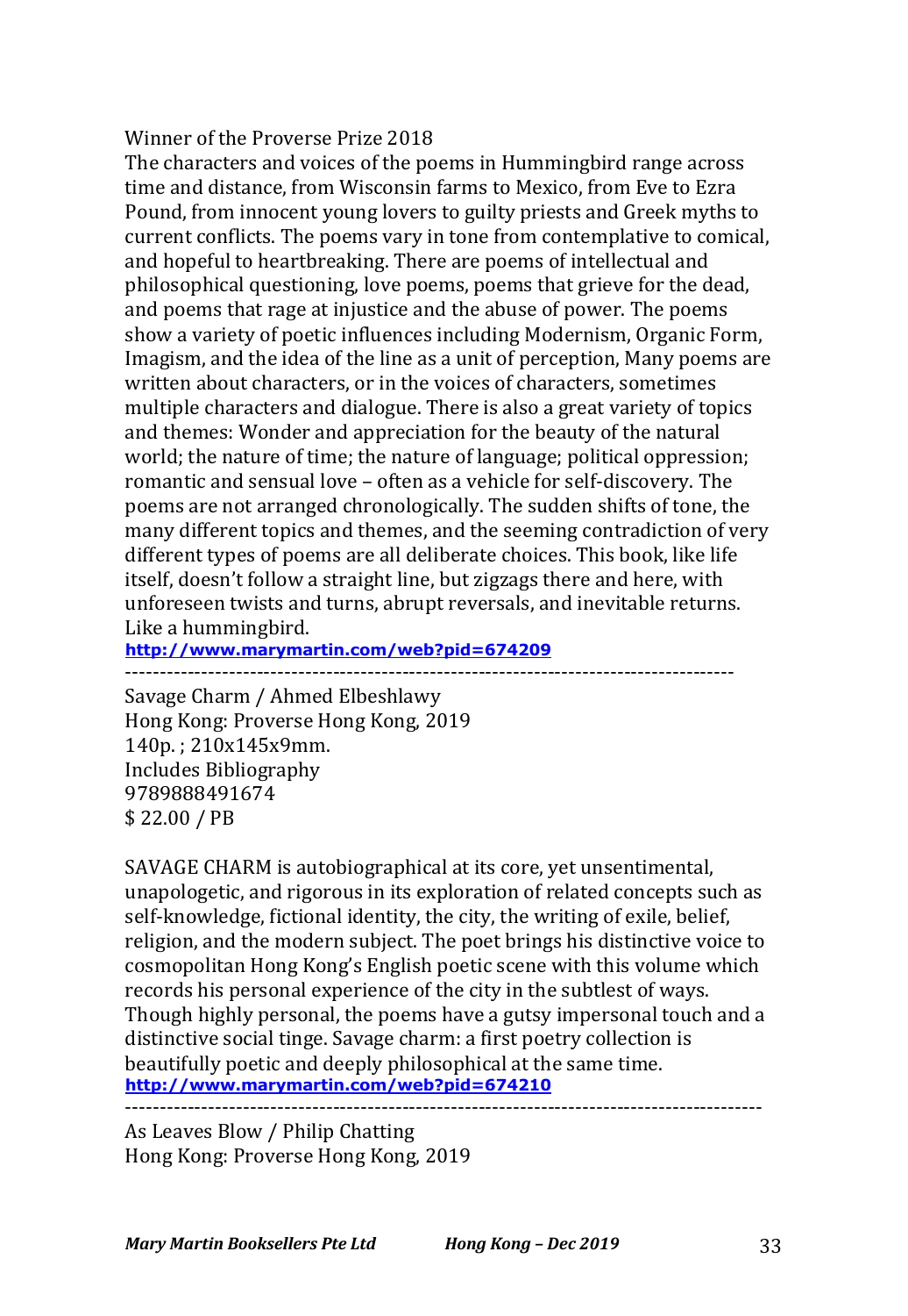Winner of the Proverse Prize 2018
The characters and voices of the poems in Hummingbird range across time and distance, from Wisconsin farms to Mexico, from Eve to Ezra Pound, from innocent young lovers to guilty priests and Greek myths to current conflicts. The poems vary in tone from contemplative to comical, and hopeful to heartbreaking. There are poems of intellectual and philosophical questioning, love poems, poems that grieve for the dead, and poems that rage at injustice and the abuse of power. The poems show a variety of poetic influences including Modernism, Organic Form, Imagism, and the idea of the line as a unit of perception, Many poems are written about characters, or in the voices of characters, sometimes multiple characters and dialogue. There is also a great variety of topics and themes: Wonder and appreciation for the beauty of the natural world; the nature of time; the nature of language; political oppression; romantic and sensual love – often as a vehicle for self-discovery. The poems are not arranged chronologically. The sudden shifts of tone, the many different topics and themes, and the seeming contradiction of very different types of poems are all deliberate choices. This book, like life itself, doesn't follow a straight line, but zigzags there and here, with unforeseen twists and turns, abrupt reversals, and inevitable returns. Like a hummingbird.
**http://www.marymartin.com/web?pid=674209**

---

Savage Charm / Ahmed Elbeshlawy
Hong Kong: Proverse Hong Kong, 2019
140p. ; 210x145x9mm.
Includes Bibliography
9789888491674
$ 22.00 / PB

SAVAGE CHARM is autobiographical at its core, yet unsentimental, unapologetic, and rigorous in its exploration of related concepts such as self-knowledge, fictional identity, the city, the writing of exile, belief, religion, and the modern subject. The poet brings his distinctive voice to cosmopolitan Hong Kong's English poetic scene with this volume which records his personal experience of the city in the subtlest of ways. Though highly personal, the poems have a gutsy impersonal touch and a distinctive social tinge. Savage charm: a first poetry collection is beautifully poetic and deeply philosophical at the same time.
**http://www.marymartin.com/web?pid=674210**

---

As Leaves Blow / Philip Chatting
Hong Kong: Proverse Hong Kong, 2019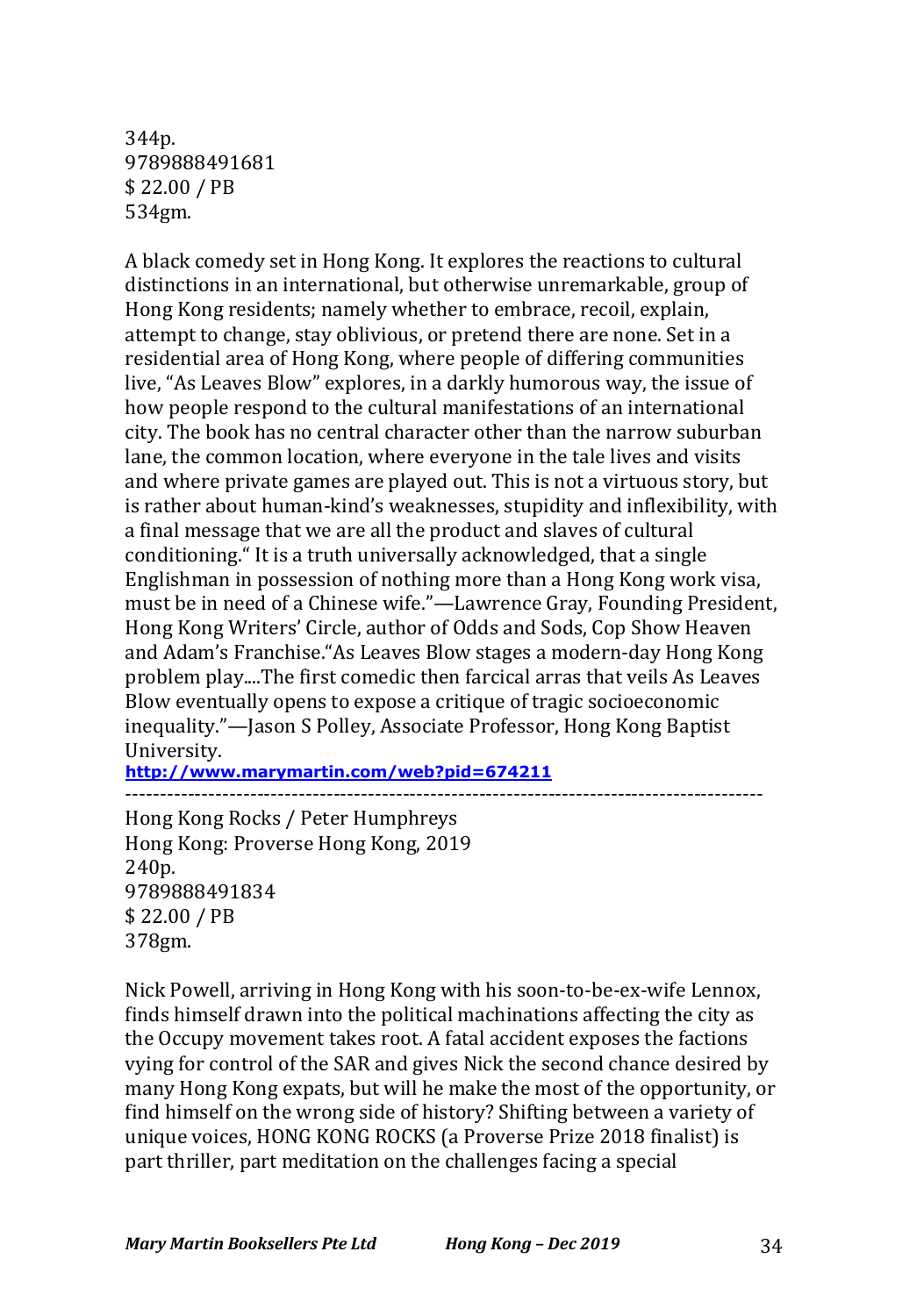344p.
9789888491681
$ 22.00 / PB
534gm.

A black comedy set in Hong Kong. It explores the reactions to cultural distinctions in an international, but otherwise unremarkable, group of Hong Kong residents; namely whether to embrace, recoil, explain, attempt to change, stay oblivious, or pretend there are none. Set in a residential area of Hong Kong, where people of differing communities live, "As Leaves Blow" explores, in a darkly humorous way, the issue of how people respond to the cultural manifestations of an international city. The book has no central character other than the narrow suburban lane, the common location, where everyone in the tale lives and visits and where private games are played out. This is not a virtuous story, but is rather about human-kind's weaknesses, stupidity and inflexibility, with a final message that we are all the product and slaves of cultural conditioning." It is a truth universally acknowledged, that a single Englishman in possession of nothing more than a Hong Kong work visa, must be in need of a Chinese wife."—Lawrence Gray, Founding President, Hong Kong Writers' Circle, author of Odds and Sods, Cop Show Heaven and Adam's Franchise."As Leaves Blow stages a modern-day Hong Kong problem play....The first comedic then farcical arras that veils As Leaves Blow eventually opens to expose a critique of tragic socioeconomic inequality."—Jason S Polley, Associate Professor, Hong Kong Baptist University.

**http://www.marymartin.com/web?pid=674211**

---

Hong Kong Rocks / Peter Humphreys
Hong Kong: Proverse Hong Kong, 2019
240p.
9789888491834
$ 22.00 / PB
378gm.

Nick Powell, arriving in Hong Kong with his soon-to-be-ex-wife Lennox, finds himself drawn into the political machinations affecting the city as the Occupy movement takes root. A fatal accident exposes the factions vying for control of the SAR and gives Nick the second chance desired by many Hong Kong expats, but will he make the most of the opportunity, or find himself on the wrong side of history? Shifting between a variety of unique voices, HONG KONG ROCKS (a Proverse Prize 2018 finalist) is part thriller, part meditation on the challenges facing a special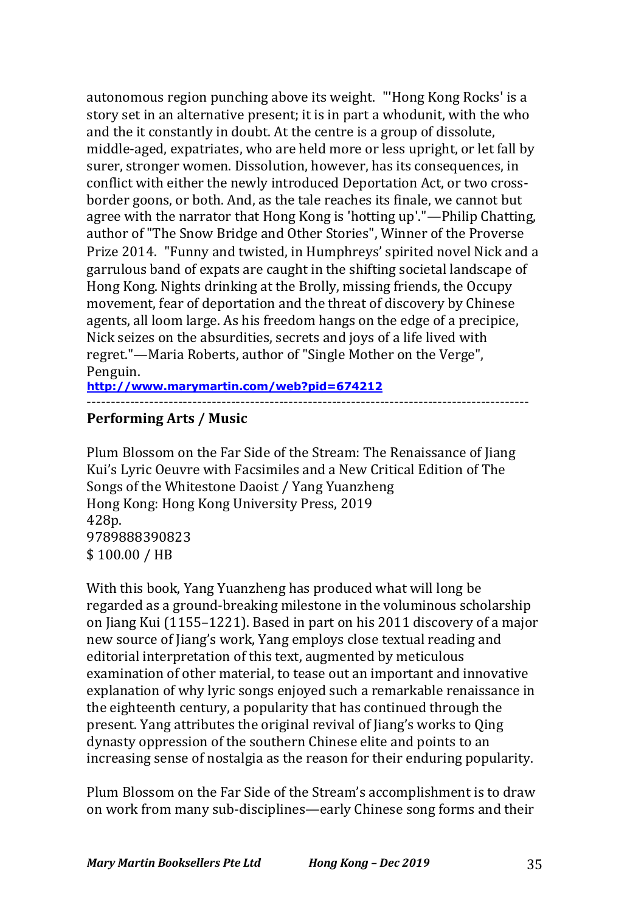autonomous region punching above its weight. "'Hong Kong Rocks' is a story set in an alternative present; it is in part a whodunit, with the who and the it constantly in doubt. At the centre is a group of dissolute, middle-aged, expatriates, who are held more or less upright, or let fall by surer, stronger women. Dissolution, however, has its consequences, in conflict with either the newly introduced Deportation Act, or two cross-border goons, or both. And, as the tale reaches its finale, we cannot but agree with the narrator that Hong Kong is 'hotting up'."—Philip Chatting, author of "The Snow Bridge and Other Stories", Winner of the Proverse Prize 2014. "Funny and twisted, in Humphreys' spirited novel Nick and a garrulous band of expats are caught in the shifting societal landscape of Hong Kong. Nights drinking at the Brolly, missing friends, the Occupy movement, fear of deportation and the threat of discovery by Chinese agents, all loom large. As his freedom hangs on the edge of a precipice, Nick seizes on the absurdities, secrets and joys of a life lived with regret."—Maria Roberts, author of "Single Mother on the Verge", Penguin.

**http://www.marymartin.com/web?pid=674212**

------------------------------------------------------------------------------------------

### Performing Arts / Music

Plum Blossom on the Far Side of the Stream: The Renaissance of Jiang Kui's Lyric Oeuvre with Facsimiles and a New Critical Edition of The Songs of the Whitestone Daoist / Yang Yuanzheng
Hong Kong: Hong Kong University Press, 2019
428p.
9789888390823
$ 100.00 / HB

With this book, Yang Yuanzheng has produced what will long be regarded as a ground-breaking milestone in the voluminous scholarship on Jiang Kui (1155–1221). Based in part on his 2011 discovery of a major new source of Jiang's work, Yang employs close textual reading and editorial interpretation of this text, augmented by meticulous examination of other material, to tease out an important and innovative explanation of why lyric songs enjoyed such a remarkable renaissance in the eighteenth century, a popularity that has continued through the present. Yang attributes the original revival of Jiang's works to Qing dynasty oppression of the southern Chinese elite and points to an increasing sense of nostalgia as the reason for their enduring popularity.

Plum Blossom on the Far Side of the Stream's accomplishment is to draw on work from many sub-disciplines—early Chinese song forms and their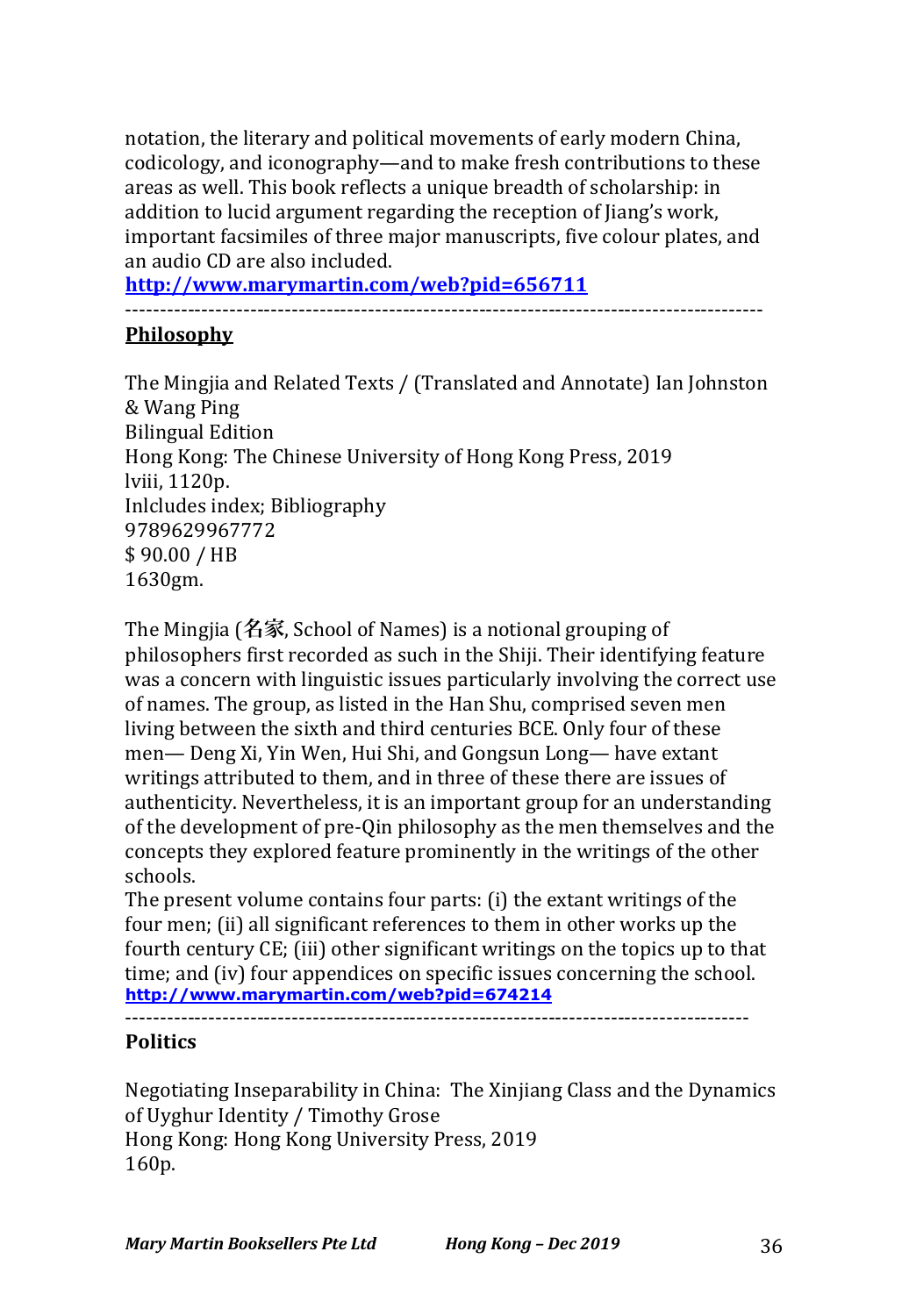notation, the literary and political movements of early modern China, codicology, and iconography—and to make fresh contributions to these areas as well. This book reflects a unique breadth of scholarship: in addition to lucid argument regarding the reception of Jiang's work, important facsimiles of three major manuscripts, five colour plates, and an audio CD are also included.

**http://www.marymartin.com/web?pid=656711**

---

## Philosophy

The Mingjia and Related Texts / (Translated and Annotate) Ian Johnston & Wang Ping
Bilingual Edition
Hong Kong: The Chinese University of Hong Kong Press, 2019
lviii, 1120p.
Inlcludes index; Bibliography
9789629967772
$ 90.00 / HB
1630gm.

The Mingjia (名家, School of Names) is a notional grouping of philosophers first recorded as such in the Shiji. Their identifying feature was a concern with linguistic issues particularly involving the correct use of names. The group, as listed in the Han Shu, comprised seven men living between the sixth and third centuries BCE. Only four of these men— Deng Xi, Yin Wen, Hui Shi, and Gongsun Long— have extant writings attributed to them, and in three of these there are issues of authenticity. Nevertheless, it is an important group for an understanding of the development of pre-Qin philosophy as the men themselves and the concepts they explored feature prominently in the writings of the other schools.

The present volume contains four parts: (i) the extant writings of the four men; (ii) all significant references to them in other works up the fourth century CE; (iii) other significant writings on the topics up to that time; and (iv) four appendices on specific issues concerning the school.

**http://www.marymartin.com/web?pid=674214**

---

## Politics

Negotiating Inseparability in China: The Xinjiang Class and the Dynamics of Uyghur Identity / Timothy Grose
Hong Kong: Hong Kong University Press, 2019
160p.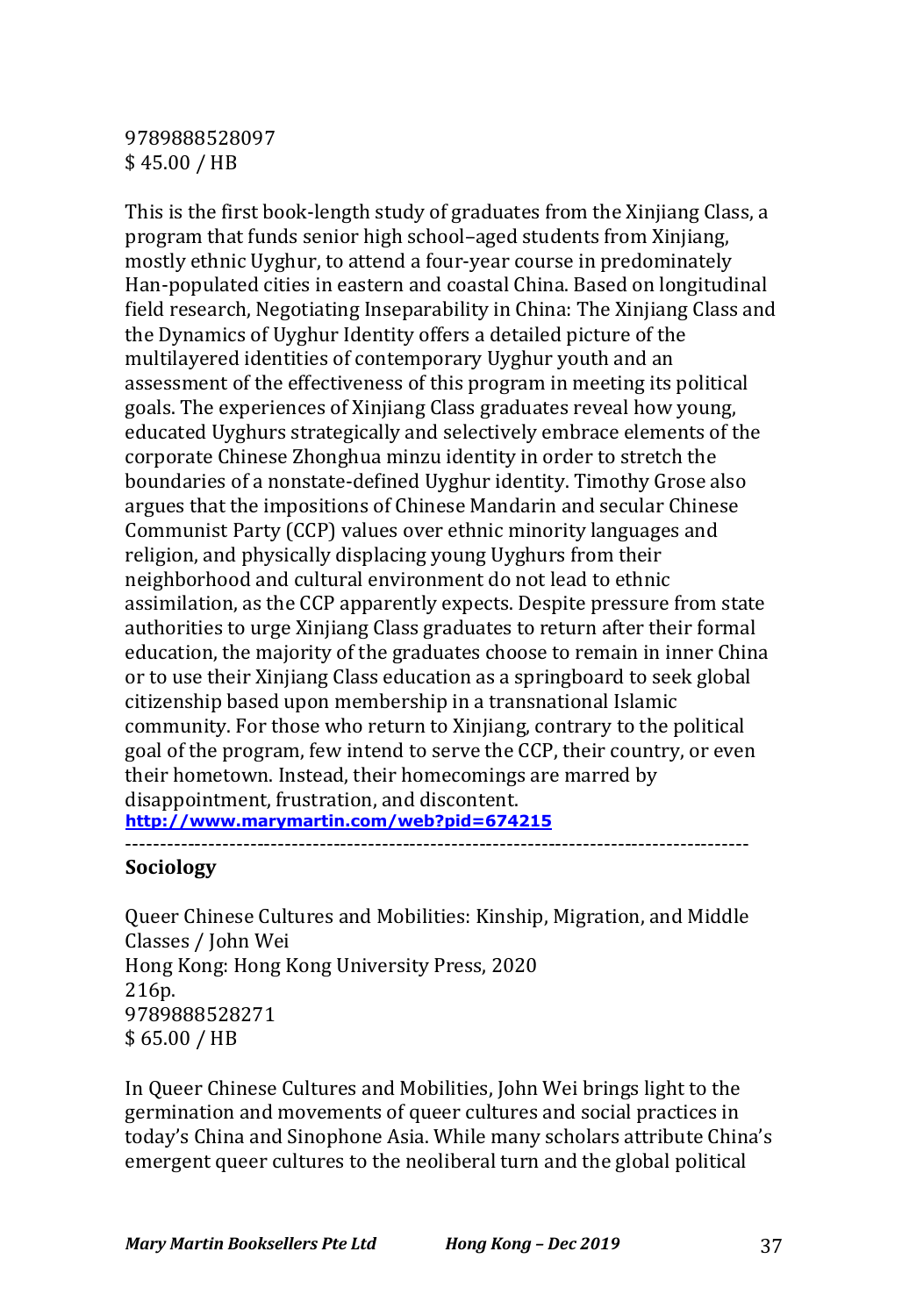9789888528097
$ 45.00 / HB

This is the first book-length study of graduates from the Xinjiang Class, a program that funds senior high school–aged students from Xinjiang, mostly ethnic Uyghur, to attend a four-year course in predominately Han-populated cities in eastern and coastal China. Based on longitudinal field research, Negotiating Inseparability in China: The Xinjiang Class and the Dynamics of Uyghur Identity offers a detailed picture of the multilayered identities of contemporary Uyghur youth and an assessment of the effectiveness of this program in meeting its political goals. The experiences of Xinjiang Class graduates reveal how young, educated Uyghurs strategically and selectively embrace elements of the corporate Chinese Zhonghua minzu identity in order to stretch the boundaries of a nonstate-defined Uyghur identity. Timothy Grose also argues that the impositions of Chinese Mandarin and secular Chinese Communist Party (CCP) values over ethnic minority languages and religion, and physically displacing young Uyghurs from their neighborhood and cultural environment do not lead to ethnic assimilation, as the CCP apparently expects. Despite pressure from state authorities to urge Xinjiang Class graduates to return after their formal education, the majority of the graduates choose to remain in inner China or to use their Xinjiang Class education as a springboard to seek global citizenship based upon membership in a transnational Islamic community. For those who return to Xinjiang, contrary to the political goal of the program, few intend to serve the CCP, their country, or even their hometown. Instead, their homecomings are marred by disappointment, frustration, and discontent.
**http://www.marymartin.com/web?pid=674215**

---

**Sociology**

Queer Chinese Cultures and Mobilities: Kinship, Migration, and Middle Classes / John Wei
Hong Kong: Hong Kong University Press, 2020
216p.
9789888528271
$ 65.00 / HB

In Queer Chinese Cultures and Mobilities, John Wei brings light to the germination and movements of queer cultures and social practices in today's China and Sinophone Asia. While many scholars attribute China's emergent queer cultures to the neoliberal turn and the global political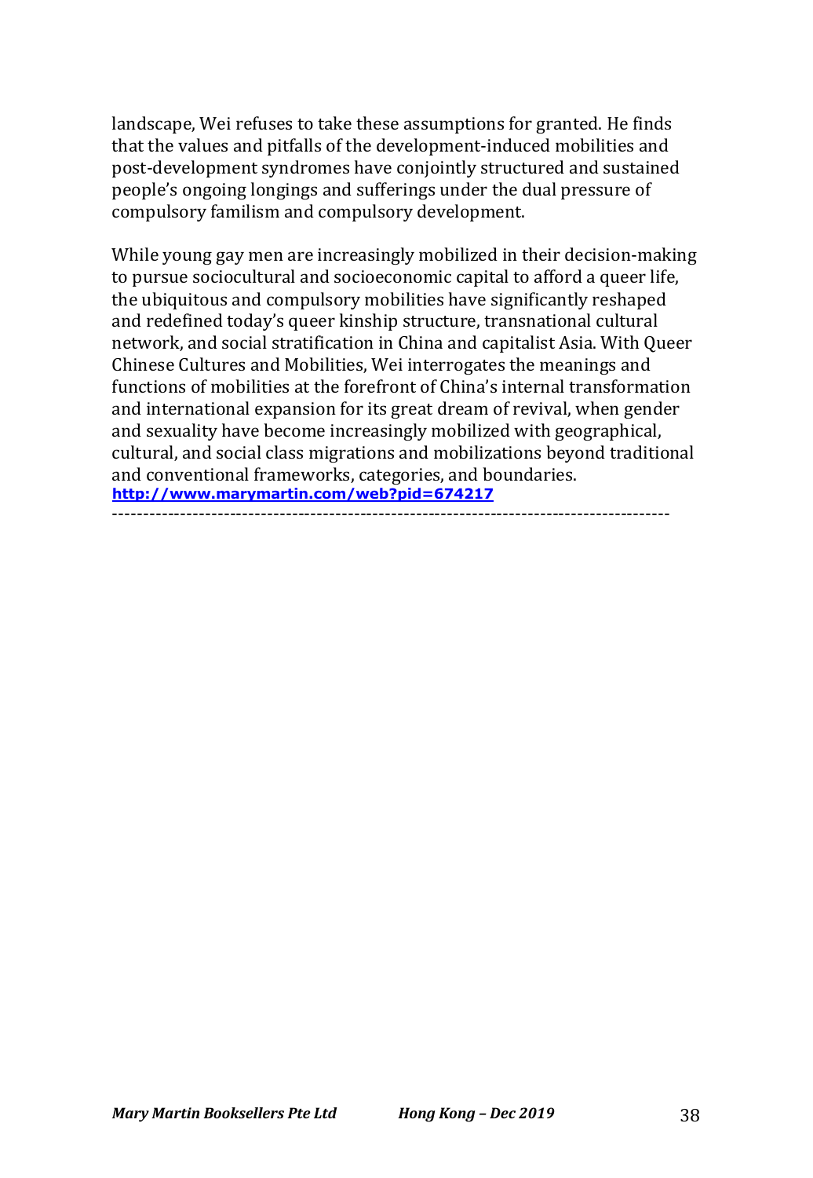landscape, Wei refuses to take these assumptions for granted. He finds that the values and pitfalls of the development-induced mobilities and post-development syndromes have conjointly structured and sustained people's ongoing longings and sufferings under the dual pressure of compulsory familism and compulsory development.

While young gay men are increasingly mobilized in their decision-making to pursue sociocultural and socioeconomic capital to afford a queer life, the ubiquitous and compulsory mobilities have significantly reshaped and redefined today's queer kinship structure, transnational cultural network, and social stratification in China and capitalist Asia. With Queer Chinese Cultures and Mobilities, Wei interrogates the meanings and functions of mobilities at the forefront of China's internal transformation and international expansion for its great dream of revival, when gender and sexuality have become increasingly mobilized with geographical, cultural, and social class migrations and mobilizations beyond traditional and conventional frameworks, categories, and boundaries.
**http://www.marymartin.com/web?pid=674217**

---------------------------------------------------------------------------------------